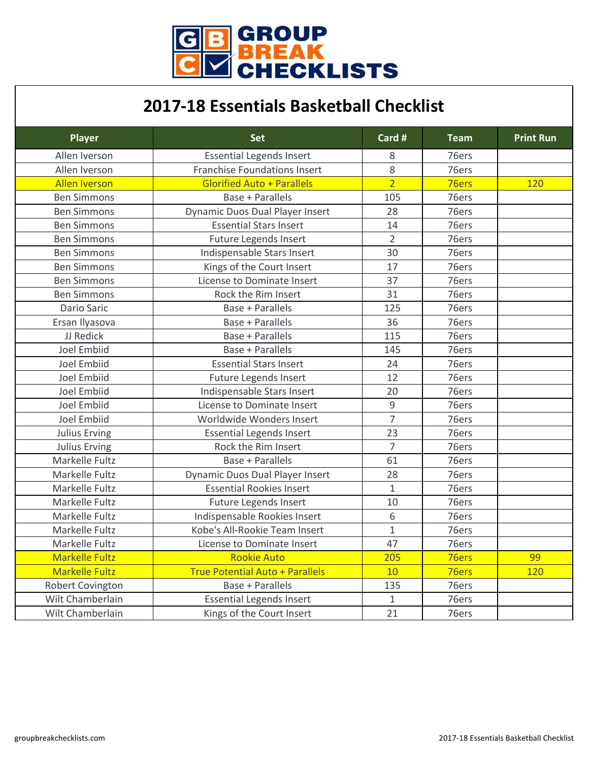GROUP BREAK CHECKLISTS

# 2017-18 Essentials Basketball Checklist

| Player | Set | Card # | Team | Print Run |
|---|---|---|---|---|
| Allen Iverson | Essential Legends Insert | 8 | 76ers | |
| Allen Iverson | Franchise Foundations Insert | 8 | 76ers | |
| Allen Iverson | Glorified Auto + Parallels | 2 | 76ers | 120 |
| Ben Simmons | Base + Parallels | 105 | 76ers | |
| Ben Simmons | Dynamic Duos Dual Player Insert | 28 | 76ers | |
| Ben Simmons | Essential Stars Insert | 14 | 76ers | |
| Ben Simmons | Future Legends Insert | 2 | 76ers | |
| Ben Simmons | Indispensable Stars Insert | 30 | 76ers | |
| Ben Simmons | Kings of the Court Insert | 17 | 76ers | |
| Ben Simmons | License to Dominate Insert | 37 | 76ers | |
| Ben Simmons | Rock the Rim Insert | 31 | 76ers | |
| Dario Saric | Base + Parallels | 125 | 76ers | |
| Ersan Ilyasova | Base + Parallels | 36 | 76ers | |
| JJ Redick | Base + Parallels | 115 | 76ers | |
| Joel Embiid | Base + Parallels | 145 | 76ers | |
| Joel Embiid | Essential Stars Insert | 24 | 76ers | |
| Joel Embiid | Future Legends Insert | 12 | 76ers | |
| Joel Embiid | Indispensable Stars Insert | 20 | 76ers | |
| Joel Embiid | License to Dominate Insert | 9 | 76ers | |
| Joel Embiid | Worldwide Wonders Insert | 7 | 76ers | |
| Julius Erving | Essential Legends Insert | 23 | 76ers | |
| Julius Erving | Rock the Rim Insert | 7 | 76ers | |
| Markelle Fultz | Base + Parallels | 61 | 76ers | |
| Markelle Fultz | Dynamic Duos Dual Player Insert | 28 | 76ers | |
| Markelle Fultz | Essential Rookies Insert | 1 | 76ers | |
| Markelle Fultz | Future Legends Insert | 10 | 76ers | |
| Markelle Fultz | Indispensable Rookies Insert | 6 | 76ers | |
| Markelle Fultz | Kobe's All-Rookie Team Insert | 1 | 76ers | |
| Markelle Fultz | License to Dominate Insert | 47 | 76ers | |
| Markelle Fultz | Rookie Auto | 205 | 76ers | 99 |
| Markelle Fultz | True Potential Auto + Parallels | 10 | 76ers | 120 |
| Robert Covington | Base + Parallels | 135 | 76ers | |
| Wilt Chamberlain | Essential Legends Insert | 1 | 76ers | |
| Wilt Chamberlain | Kings of the Court Insert | 21 | 76ers | |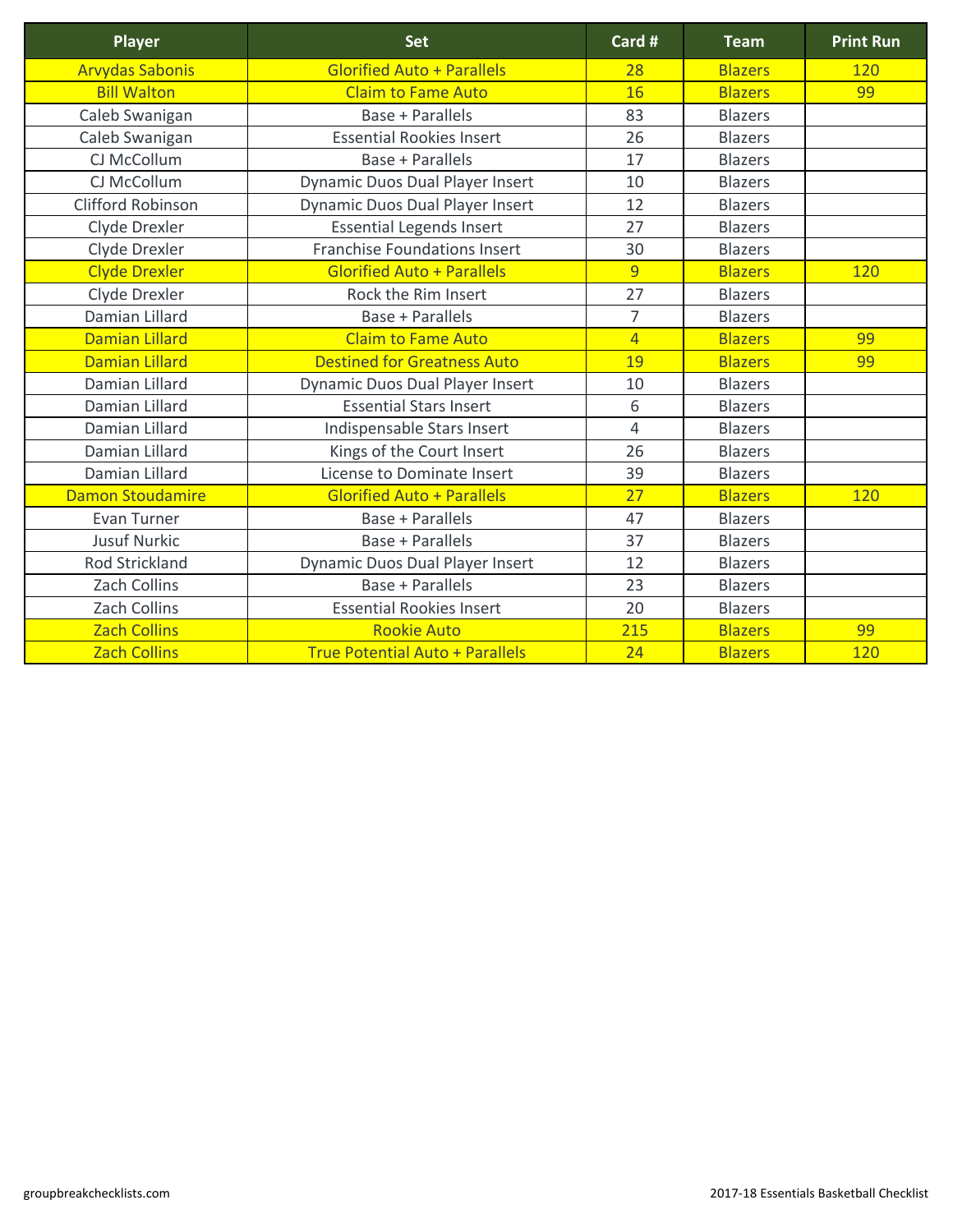| Player | Set | Card # | Team | Print Run |
| --- | --- | --- | --- | --- |
| Arvydas Sabonis | Glorified Auto + Parallels | 28 | Blazers | 120 |
| Bill Walton | Claim to Fame Auto | 16 | Blazers | 99 |
| Caleb Swanigan | Base + Parallels | 83 | Blazers | |
| Caleb Swanigan | Essential Rookies Insert | 26 | Blazers | |
| CJ McCollum | Base + Parallels | 17 | Blazers | |
| CJ McCollum | Dynamic Duos Dual Player Insert | 10 | Blazers | |
| Clifford Robinson | Dynamic Duos Dual Player Insert | 12 | Blazers | |
| Clyde Drexler | Essential Legends Insert | 27 | Blazers | |
| Clyde Drexler | Franchise Foundations Insert | 30 | Blazers | |
| Clyde Drexler | Glorified Auto + Parallels | 9 | Blazers | 120 |
| Clyde Drexler | Rock the Rim Insert | 27 | Blazers | |
| Damian Lillard | Base + Parallels | 7 | Blazers | |
| Damian Lillard | Claim to Fame Auto | 4 | Blazers | 99 |
| Damian Lillard | Destined for Greatness Auto | 19 | Blazers | 99 |
| Damian Lillard | Dynamic Duos Dual Player Insert | 10 | Blazers | |
| Damian Lillard | Essential Stars Insert | 6 | Blazers | |
| Damian Lillard | Indispensable Stars Insert | 4 | Blazers | |
| Damian Lillard | Kings of the Court Insert | 26 | Blazers | |
| Damian Lillard | License to Dominate Insert | 39 | Blazers | |
| Damon Stoudamire | Glorified Auto + Parallels | 27 | Blazers | 120 |
| Evan Turner | Base + Parallels | 47 | Blazers | |
| Jusuf Nurkic | Base + Parallels | 37 | Blazers | |
| Rod Strickland | Dynamic Duos Dual Player Insert | 12 | Blazers | |
| Zach Collins | Base + Parallels | 23 | Blazers | |
| Zach Collins | Essential Rookies Insert | 20 | Blazers | |
| Zach Collins | Rookie Auto | 215 | Blazers | 99 |
| Zach Collins | True Potential Auto + Parallels | 24 | Blazers | 120 |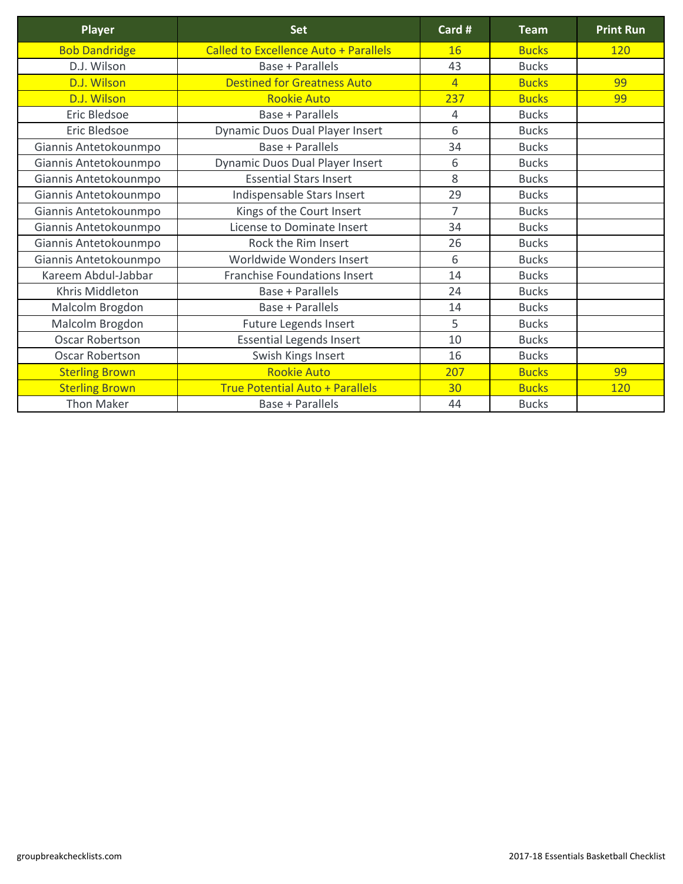| Player | Set | Card # | Team | Print Run |
| --- | --- | --- | --- | --- |
| Bob Dandridge | Called to Excellence Auto + Parallels | 16 | Bucks | 120 |
| D.J. Wilson | Base + Parallels | 43 | Bucks | |
| D.J. Wilson | Destined for Greatness Auto | 4 | Bucks | 99 |
| D.J. Wilson | Rookie Auto | 237 | Bucks | 99 |
| Eric Bledsoe | Base + Parallels | 4 | Bucks | |
| Eric Bledsoe | Dynamic Duos Dual Player Insert | 6 | Bucks | |
| Giannis Antetokounmpo | Base + Parallels | 34 | Bucks | |
| Giannis Antetokounmpo | Dynamic Duos Dual Player Insert | 6 | Bucks | |
| Giannis Antetokounmpo | Essential Stars Insert | 8 | Bucks | |
| Giannis Antetokounmpo | Indispensable Stars Insert | 29 | Bucks | |
| Giannis Antetokounmpo | Kings of the Court Insert | 7 | Bucks | |
| Giannis Antetokounmpo | License to Dominate Insert | 34 | Bucks | |
| Giannis Antetokounmpo | Rock the Rim Insert | 26 | Bucks | |
| Giannis Antetokounmpo | Worldwide Wonders Insert | 6 | Bucks | |
| Kareem Abdul-Jabbar | Franchise Foundations Insert | 14 | Bucks | |
| Khris Middleton | Base + Parallels | 24 | Bucks | |
| Malcolm Brogdon | Base + Parallels | 14 | Bucks | |
| Malcolm Brogdon | Future Legends Insert | 5 | Bucks | |
| Oscar Robertson | Essential Legends Insert | 10 | Bucks | |
| Oscar Robertson | Swish Kings Insert | 16 | Bucks | |
| Sterling Brown | Rookie Auto | 207 | Bucks | 99 |
| Sterling Brown | True Potential Auto + Parallels | 30 | Bucks | 120 |
| Thon Maker | Base + Parallels | 44 | Bucks | |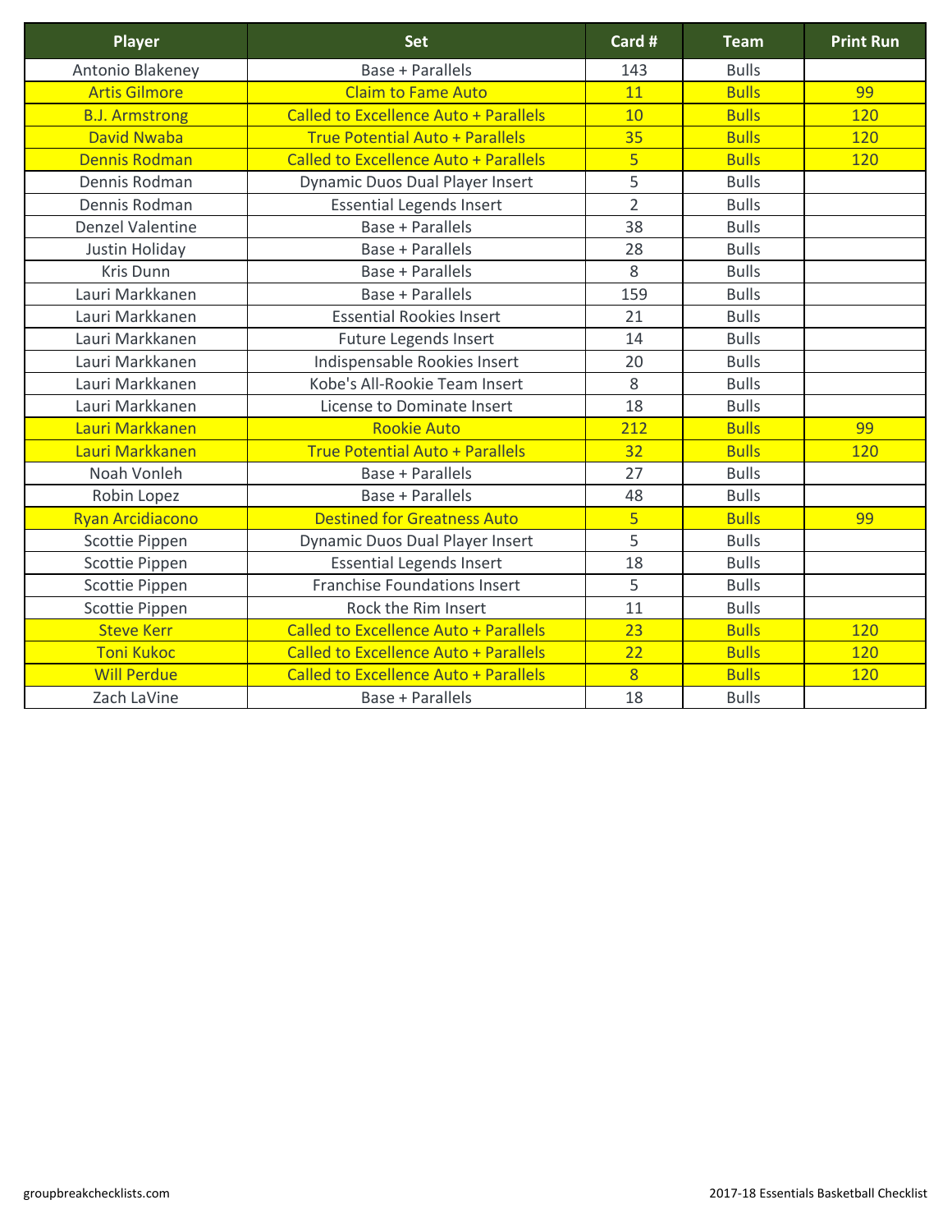| Player | Set | Card # | Team | Print Run |
|---|---|---|---|---|
| Antonio Blakeney | Base + Parallels | 143 | Bulls | |
| Artis Gilmore | Claim to Fame Auto | 11 | Bulls | 99 |
| B.J. Armstrong | Called to Excellence Auto + Parallels | 10 | Bulls | 120 |
| David Nwaba | True Potential Auto + Parallels | 35 | Bulls | 120 |
| Dennis Rodman | Called to Excellence Auto + Parallels | 5 | Bulls | 120 |
| Dennis Rodman | Dynamic Duos Dual Player Insert | 5 | Bulls | |
| Dennis Rodman | Essential Legends Insert | 2 | Bulls | |
| Denzel Valentine | Base + Parallels | 38 | Bulls | |
| Justin Holiday | Base + Parallels | 28 | Bulls | |
| Kris Dunn | Base + Parallels | 8 | Bulls | |
| Lauri Markkanen | Base + Parallels | 159 | Bulls | |
| Lauri Markkanen | Essential Rookies Insert | 21 | Bulls | |
| Lauri Markkanen | Future Legends Insert | 14 | Bulls | |
| Lauri Markkanen | Indispensable Rookies Insert | 20 | Bulls | |
| Lauri Markkanen | Kobe's All-Rookie Team Insert | 8 | Bulls | |
| Lauri Markkanen | License to Dominate Insert | 18 | Bulls | |
| Lauri Markkanen | Rookie Auto | 212 | Bulls | 99 |
| Lauri Markkanen | True Potential Auto + Parallels | 32 | Bulls | 120 |
| Noah Vonleh | Base + Parallels | 27 | Bulls | |
| Robin Lopez | Base + Parallels | 48 | Bulls | |
| Ryan Arcidiacono | Destined for Greatness Auto | 5 | Bulls | 99 |
| Scottie Pippen | Dynamic Duos Dual Player Insert | 5 | Bulls | |
| Scottie Pippen | Essential Legends Insert | 18 | Bulls | |
| Scottie Pippen | Franchise Foundations Insert | 5 | Bulls | |
| Scottie Pippen | Rock the Rim Insert | 11 | Bulls | |
| Steve Kerr | Called to Excellence Auto + Parallels | 23 | Bulls | 120 |
| Toni Kukoc | Called to Excellence Auto + Parallels | 22 | Bulls | 120 |
| Will Perdue | Called to Excellence Auto + Parallels | 8 | Bulls | 120 |
| Zach LaVine | Base + Parallels | 18 | Bulls | |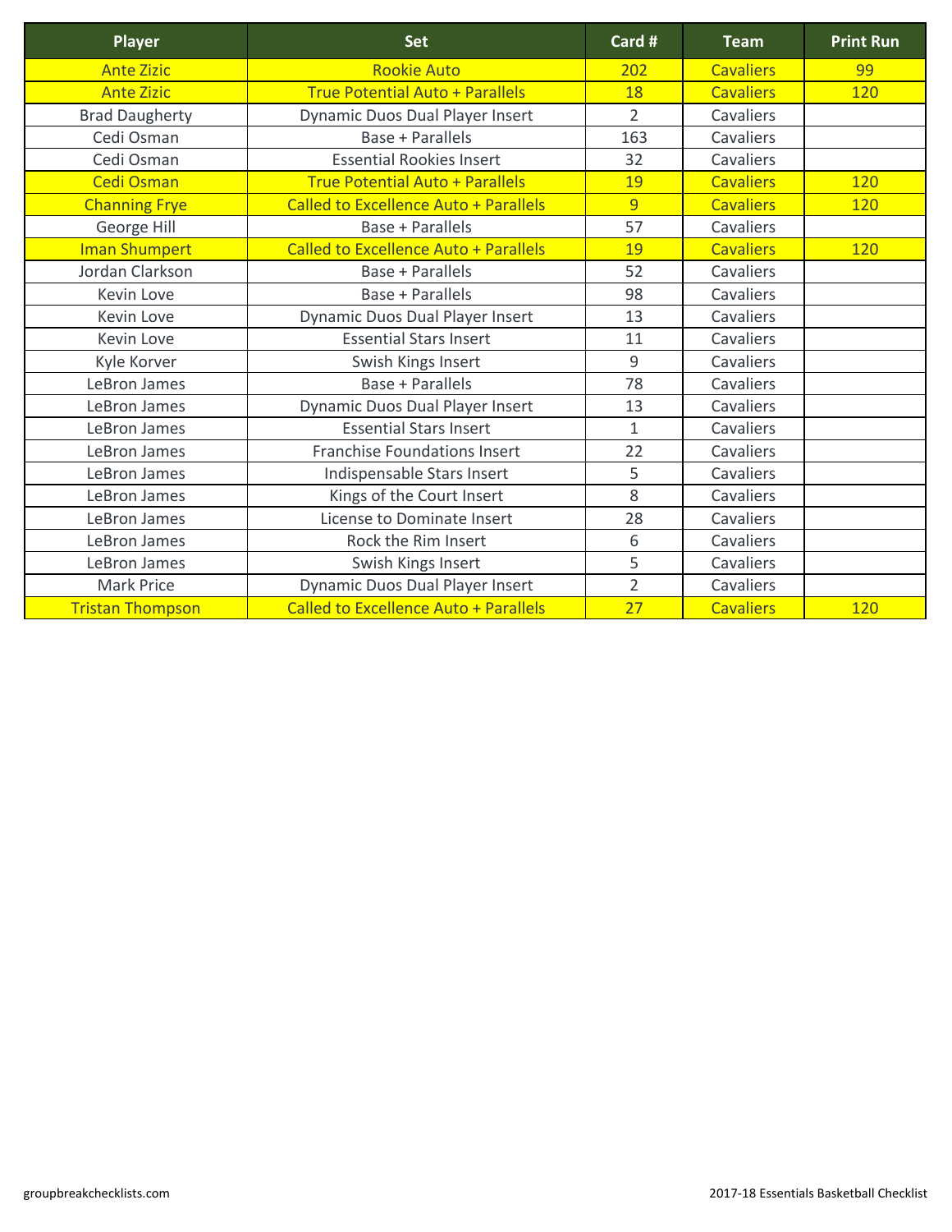| Player | Set | Card # | Team | Print Run |
|---|---|---|---|---|
| Ante Zizic | Rookie Auto | 202 | Cavaliers | 99 |
| Ante Zizic | True Potential Auto + Parallels | 18 | Cavaliers | 120 |
| Brad Daugherty | Dynamic Duos Dual Player Insert | 2 | Cavaliers | |
| Cedi Osman | Base + Parallels | 163 | Cavaliers | |
| Cedi Osman | Essential Rookies Insert | 32 | Cavaliers | |
| Cedi Osman | True Potential Auto + Parallels | 19 | Cavaliers | 120 |
| Channing Frye | Called to Excellence Auto + Parallels | 9 | Cavaliers | 120 |
| George Hill | Base + Parallels | 57 | Cavaliers | |
| Iman Shumpert | Called to Excellence Auto + Parallels | 19 | Cavaliers | 120 |
| Jordan Clarkson | Base + Parallels | 52 | Cavaliers | |
| Kevin Love | Base + Parallels | 98 | Cavaliers | |
| Kevin Love | Dynamic Duos Dual Player Insert | 13 | Cavaliers | |
| Kevin Love | Essential Stars Insert | 11 | Cavaliers | |
| Kyle Korver | Swish Kings Insert | 9 | Cavaliers | |
| LeBron James | Base + Parallels | 78 | Cavaliers | |
| LeBron James | Dynamic Duos Dual Player Insert | 13 | Cavaliers | |
| LeBron James | Essential Stars Insert | 1 | Cavaliers | |
| LeBron James | Franchise Foundations Insert | 22 | Cavaliers | |
| LeBron James | Indispensable Stars Insert | 5 | Cavaliers | |
| LeBron James | Kings of the Court Insert | 8 | Cavaliers | |
| LeBron James | License to Dominate Insert | 28 | Cavaliers | |
| LeBron James | Rock the Rim Insert | 6 | Cavaliers | |
| LeBron James | Swish Kings Insert | 5 | Cavaliers | |
| Mark Price | Dynamic Duos Dual Player Insert | 2 | Cavaliers | |
| Tristan Thompson | Called to Excellence Auto + Parallels | 27 | Cavaliers | 120 |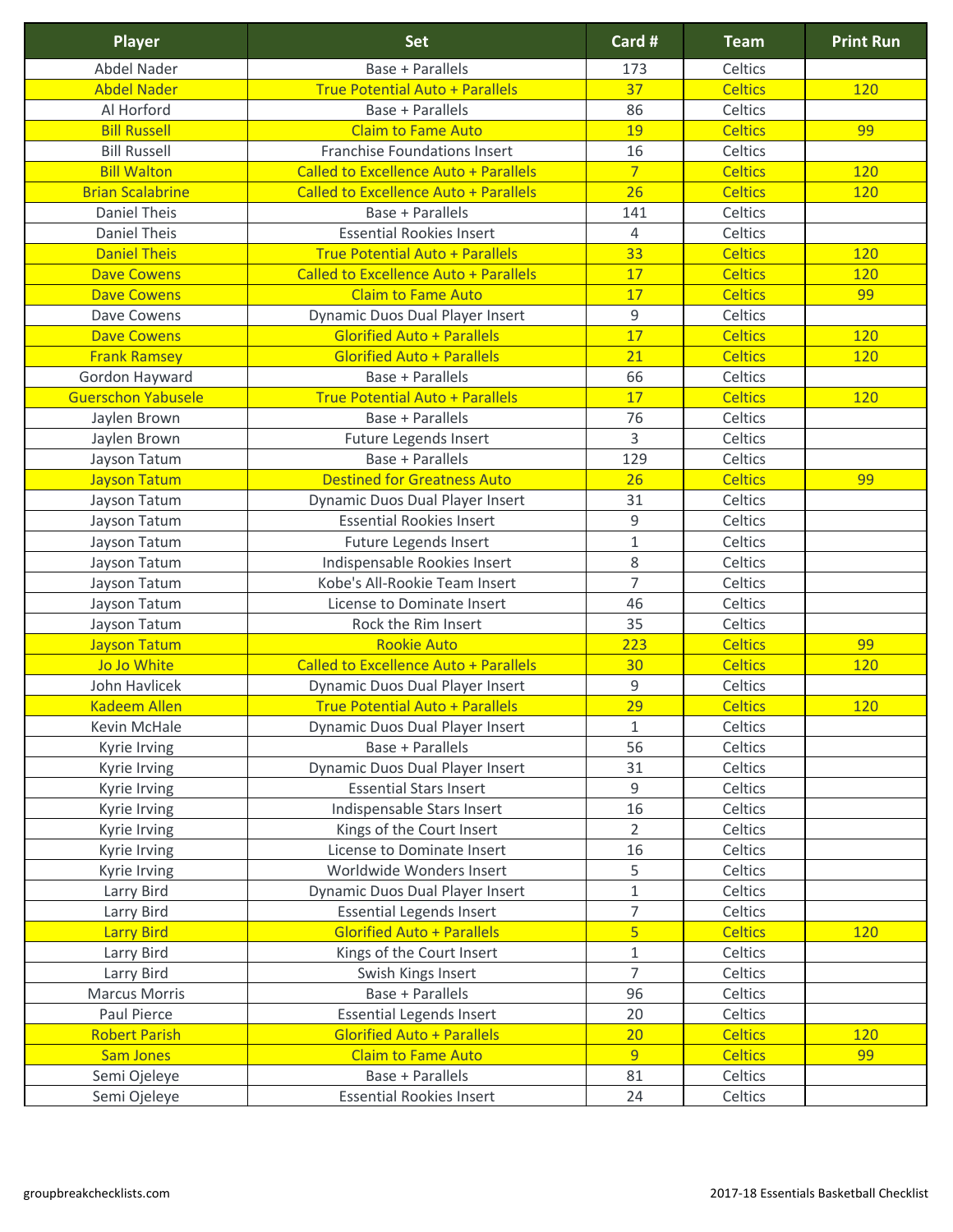| Player | Set | Card # | Team | Print Run |
| --- | --- | --- | --- | --- |
| Abdel Nader | Base + Parallels | 173 | Celtics | |
| Abdel Nader | True Potential Auto + Parallels | 37 | Celtics | 120 |
| Al Horford | Base + Parallels | 86 | Celtics | |
| Bill Russell | Claim to Fame Auto | 19 | Celtics | 99 |
| Bill Russell | Franchise Foundations Insert | 16 | Celtics | |
| Bill Walton | Called to Excellence Auto + Parallels | 7 | Celtics | 120 |
| Brian Scalabrine | Called to Excellence Auto + Parallels | 26 | Celtics | 120 |
| Daniel Theis | Base + Parallels | 141 | Celtics | |
| Daniel Theis | Essential Rookies Insert | 4 | Celtics | |
| Daniel Theis | True Potential Auto + Parallels | 33 | Celtics | 120 |
| Dave Cowens | Called to Excellence Auto + Parallels | 17 | Celtics | 120 |
| Dave Cowens | Claim to Fame Auto | 17 | Celtics | 99 |
| Dave Cowens | Dynamic Duos Dual Player Insert | 9 | Celtics | |
| Dave Cowens | Glorified Auto + Parallels | 17 | Celtics | 120 |
| Frank Ramsey | Glorified Auto + Parallels | 21 | Celtics | 120 |
| Gordon Hayward | Base + Parallels | 66 | Celtics | |
| Guerschon Yabusele | True Potential Auto + Parallels | 17 | Celtics | 120 |
| Jaylen Brown | Base + Parallels | 76 | Celtics | |
| Jaylen Brown | Future Legends Insert | 3 | Celtics | |
| Jayson Tatum | Base + Parallels | 129 | Celtics | |
| Jayson Tatum | Destined for Greatness Auto | 26 | Celtics | 99 |
| Jayson Tatum | Dynamic Duos Dual Player Insert | 31 | Celtics | |
| Jayson Tatum | Essential Rookies Insert | 9 | Celtics | |
| Jayson Tatum | Future Legends Insert | 1 | Celtics | |
| Jayson Tatum | Indispensable Rookies Insert | 8 | Celtics | |
| Jayson Tatum | Kobe's All-Rookie Team Insert | 7 | Celtics | |
| Jayson Tatum | License to Dominate Insert | 46 | Celtics | |
| Jayson Tatum | Rock the Rim Insert | 35 | Celtics | |
| Jayson Tatum | Rookie Auto | 223 | Celtics | 99 |
| Jo Jo White | Called to Excellence Auto + Parallels | 30 | Celtics | 120 |
| John Havlicek | Dynamic Duos Dual Player Insert | 9 | Celtics | |
| Kadeem Allen | True Potential Auto + Parallels | 29 | Celtics | 120 |
| Kevin McHale | Dynamic Duos Dual Player Insert | 1 | Celtics | |
| Kyrie Irving | Base + Parallels | 56 | Celtics | |
| Kyrie Irving | Dynamic Duos Dual Player Insert | 31 | Celtics | |
| Kyrie Irving | Essential Stars Insert | 9 | Celtics | |
| Kyrie Irving | Indispensable Stars Insert | 16 | Celtics | |
| Kyrie Irving | Kings of the Court Insert | 2 | Celtics | |
| Kyrie Irving | License to Dominate Insert | 16 | Celtics | |
| Kyrie Irving | Worldwide Wonders Insert | 5 | Celtics | |
| Larry Bird | Dynamic Duos Dual Player Insert | 1 | Celtics | |
| Larry Bird | Essential Legends Insert | 7 | Celtics | |
| Larry Bird | Glorified Auto + Parallels | 5 | Celtics | 120 |
| Larry Bird | Kings of the Court Insert | 1 | Celtics | |
| Larry Bird | Swish Kings Insert | 7 | Celtics | |
| Marcus Morris | Base + Parallels | 96 | Celtics | |
| Paul Pierce | Essential Legends Insert | 20 | Celtics | |
| Robert Parish | Glorified Auto + Parallels | 20 | Celtics | 120 |
| Sam Jones | Claim to Fame Auto | 9 | Celtics | 99 |
| Semi Ojeleye | Base + Parallels | 81 | Celtics | |
| Semi Ojeleye | Essential Rookies Insert | 24 | Celtics | |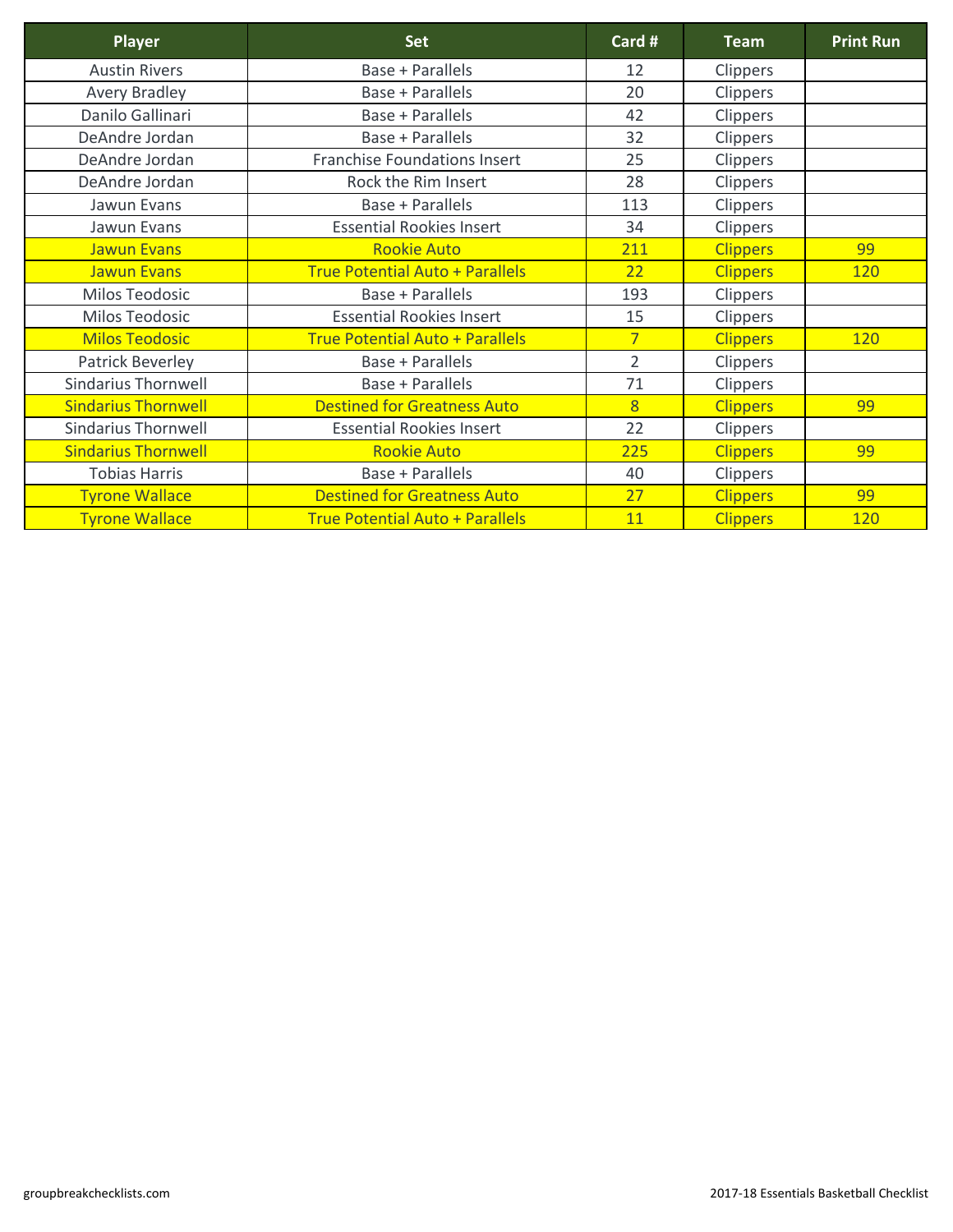| Player | Set | Card # | Team | Print Run |
| --- | --- | --- | --- | --- |
| Austin Rivers | Base + Parallels | 12 | Clippers | |
| Avery Bradley | Base + Parallels | 20 | Clippers | |
| Danilo Gallinari | Base + Parallels | 42 | Clippers | |
| DeAndre Jordan | Base + Parallels | 32 | Clippers | |
| DeAndre Jordan | Franchise Foundations Insert | 25 | Clippers | |
| DeAndre Jordan | Rock the Rim Insert | 28 | Clippers | |
| Jawun Evans | Base + Parallels | 113 | Clippers | |
| Jawun Evans | Essential Rookies Insert | 34 | Clippers | |
| Jawun Evans | Rookie Auto | 211 | Clippers | 99 |
| Jawun Evans | True Potential Auto + Parallels | 22 | Clippers | 120 |
| Milos Teodosic | Base + Parallels | 193 | Clippers | |
| Milos Teodosic | Essential Rookies Insert | 15 | Clippers | |
| Milos Teodosic | True Potential Auto + Parallels | 7 | Clippers | 120 |
| Patrick Beverley | Base + Parallels | 2 | Clippers | |
| Sindarius Thornwell | Base + Parallels | 71 | Clippers | |
| Sindarius Thornwell | Destined for Greatness Auto | 8 | Clippers | 99 |
| Sindarius Thornwell | Essential Rookies Insert | 22 | Clippers | |
| Sindarius Thornwell | Rookie Auto | 225 | Clippers | 99 |
| Tobias Harris | Base + Parallels | 40 | Clippers | |
| Tyrone Wallace | Destined for Greatness Auto | 27 | Clippers | 99 |
| Tyrone Wallace | True Potential Auto + Parallels | 11 | Clippers | 120 |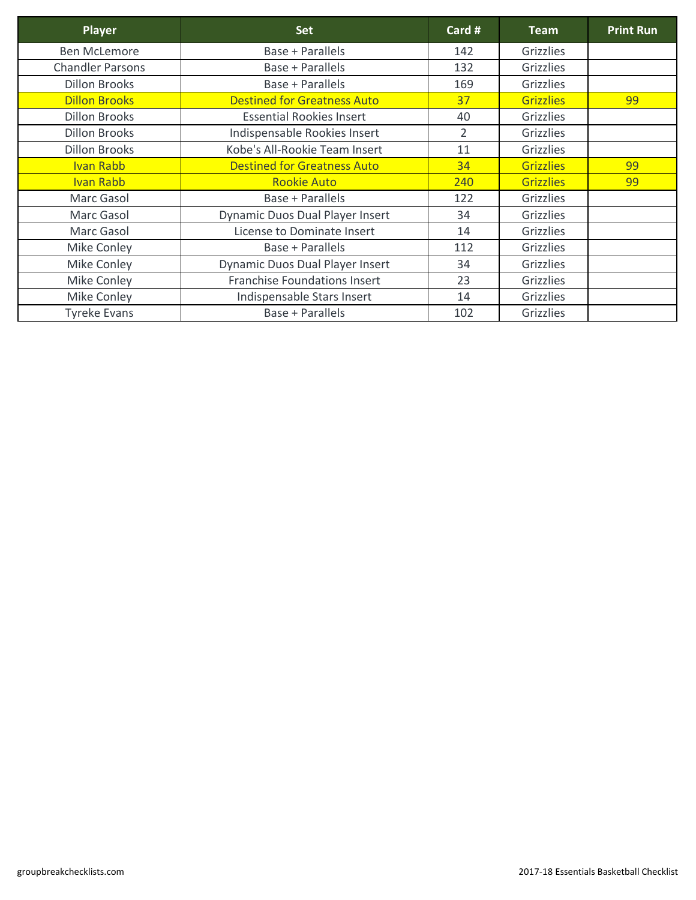| Player | Set | Card # | Team | Print Run |
|---|---|---|---|---|
| Ben McLemore | Base + Parallels | 142 | Grizzlies | |
| Chandler Parsons | Base + Parallels | 132 | Grizzlies | |
| Dillon Brooks | Base + Parallels | 169 | Grizzlies | |
| Dillon Brooks | Destined for Greatness Auto | 37 | Grizzlies | 99 |
| Dillon Brooks | Essential Rookies Insert | 40 | Grizzlies | |
| Dillon Brooks | Indispensable Rookies Insert | 2 | Grizzlies | |
| Dillon Brooks | Kobe's All-Rookie Team Insert | 11 | Grizzlies | |
| Ivan Rabb | Destined for Greatness Auto | 34 | Grizzlies | 99 |
| Ivan Rabb | Rookie Auto | 240 | Grizzlies | 99 |
| Marc Gasol | Base + Parallels | 122 | Grizzlies | |
| Marc Gasol | Dynamic Duos Dual Player Insert | 34 | Grizzlies | |
| Marc Gasol | License to Dominate Insert | 14 | Grizzlies | |
| Mike Conley | Base + Parallels | 112 | Grizzlies | |
| Mike Conley | Dynamic Duos Dual Player Insert | 34 | Grizzlies | |
| Mike Conley | Franchise Foundations Insert | 23 | Grizzlies | |
| Mike Conley | Indispensable Stars Insert | 14 | Grizzlies | |
| Tyreke Evans | Base + Parallels | 102 | Grizzlies | |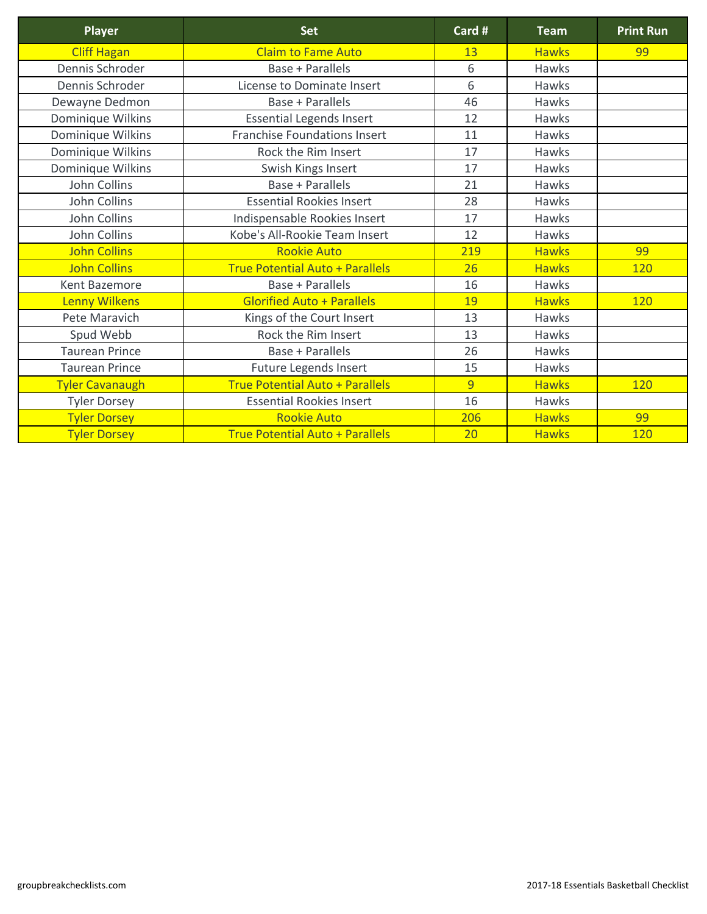| Player | Set | Card # | Team | Print Run |
|---|---|---|---|---|
| Cliff Hagan | Claim to Fame Auto | 13 | Hawks | 99 |
| Dennis Schroder | Base + Parallels | 6 | Hawks | |
| Dennis Schroder | License to Dominate Insert | 6 | Hawks | |
| Dewayne Dedmon | Base + Parallels | 46 | Hawks | |
| Dominique Wilkins | Essential Legends Insert | 12 | Hawks | |
| Dominique Wilkins | Franchise Foundations Insert | 11 | Hawks | |
| Dominique Wilkins | Rock the Rim Insert | 17 | Hawks | |
| Dominique Wilkins | Swish Kings Insert | 17 | Hawks | |
| John Collins | Base + Parallels | 21 | Hawks | |
| John Collins | Essential Rookies Insert | 28 | Hawks | |
| John Collins | Indispensable Rookies Insert | 17 | Hawks | |
| John Collins | Kobe's All-Rookie Team Insert | 12 | Hawks | |
| John Collins | Rookie Auto | 219 | Hawks | 99 |
| John Collins | True Potential Auto + Parallels | 26 | Hawks | 120 |
| Kent Bazemore | Base + Parallels | 16 | Hawks | |
| Lenny Wilkens | Glorified Auto + Parallels | 19 | Hawks | 120 |
| Pete Maravich | Kings of the Court Insert | 13 | Hawks | |
| Spud Webb | Rock the Rim Insert | 13 | Hawks | |
| Taurean Prince | Base + Parallels | 26 | Hawks | |
| Taurean Prince | Future Legends Insert | 15 | Hawks | |
| Tyler Cavanaugh | True Potential Auto + Parallels | 9 | Hawks | 120 |
| Tyler Dorsey | Essential Rookies Insert | 16 | Hawks | |
| Tyler Dorsey | Rookie Auto | 206 | Hawks | 99 |
| Tyler Dorsey | True Potential Auto + Parallels | 20 | Hawks | 120 |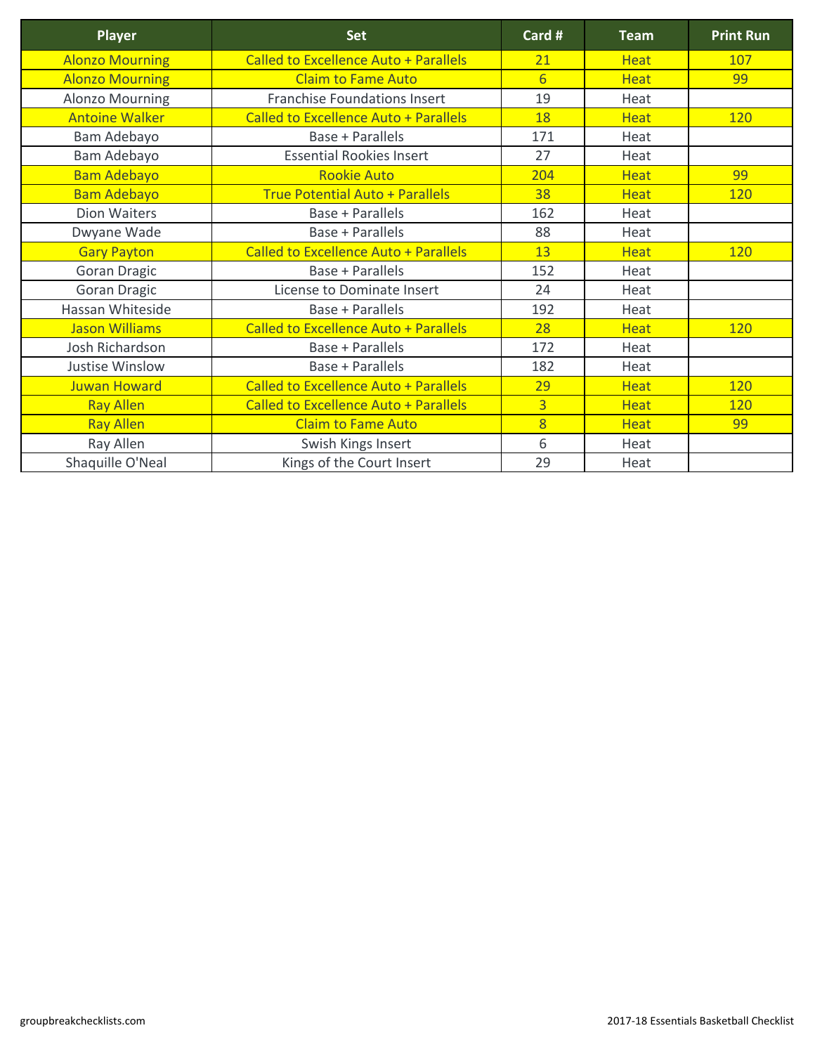| Player | Set | Card # | Team | Print Run |
|---|---|---|---|---|
| Alonzo Mourning | Called to Excellence Auto + Parallels | 21 | Heat | 107 |
| Alonzo Mourning | Claim to Fame Auto | 6 | Heat | 99 |
| Alonzo Mourning | Franchise Foundations Insert | 19 | Heat | |
| Antoine Walker | Called to Excellence Auto + Parallels | 18 | Heat | 120 |
| Bam Adebayo | Base + Parallels | 171 | Heat | |
| Bam Adebayo | Essential Rookies Insert | 27 | Heat | |
| Bam Adebayo | Rookie Auto | 204 | Heat | 99 |
| Bam Adebayo | True Potential Auto + Parallels | 38 | Heat | 120 |
| Dion Waiters | Base + Parallels | 162 | Heat | |
| Dwyane Wade | Base + Parallels | 88 | Heat | |
| Gary Payton | Called to Excellence Auto + Parallels | 13 | Heat | 120 |
| Goran Dragic | Base + Parallels | 152 | Heat | |
| Goran Dragic | License to Dominate Insert | 24 | Heat | |
| Hassan Whiteside | Base + Parallels | 192 | Heat | |
| Jason Williams | Called to Excellence Auto + Parallels | 28 | Heat | 120 |
| Josh Richardson | Base + Parallels | 172 | Heat | |
| Justise Winslow | Base + Parallels | 182 | Heat | |
| Juwan Howard | Called to Excellence Auto + Parallels | 29 | Heat | 120 |
| Ray Allen | Called to Excellence Auto + Parallels | 3 | Heat | 120 |
| Ray Allen | Claim to Fame Auto | 8 | Heat | 99 |
| Ray Allen | Swish Kings Insert | 6 | Heat | |
| Shaquille O'Neal | Kings of the Court Insert | 29 | Heat | |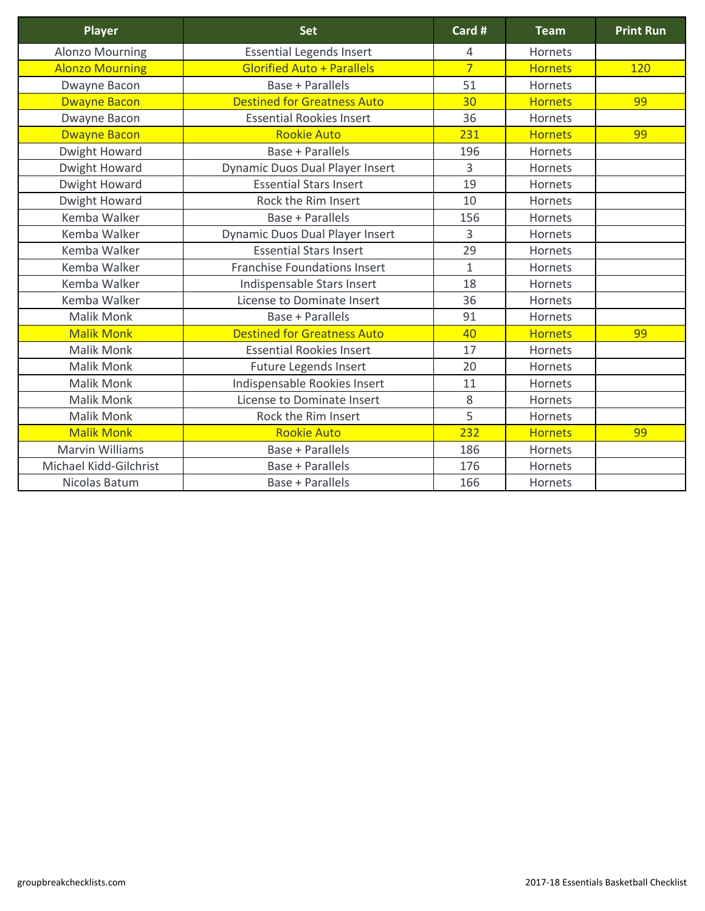| Player | Set | Card # | Team | Print Run |
|---|---|---|---|---|
| Alonzo Mourning | Essential Legends Insert | 4 | Hornets | |
| Alonzo Mourning | Glorified Auto + Parallels | 7 | Hornets | 120 |
| Dwayne Bacon | Base + Parallels | 51 | Hornets | |
| Dwayne Bacon | Destined for Greatness Auto | 30 | Hornets | 99 |
| Dwayne Bacon | Essential Rookies Insert | 36 | Hornets | |
| Dwayne Bacon | Rookie Auto | 231 | Hornets | 99 |
| Dwight Howard | Base + Parallels | 196 | Hornets | |
| Dwight Howard | Dynamic Duos Dual Player Insert | 3 | Hornets | |
| Dwight Howard | Essential Stars Insert | 19 | Hornets | |
| Dwight Howard | Rock the Rim Insert | 10 | Hornets | |
| Kemba Walker | Base + Parallels | 156 | Hornets | |
| Kemba Walker | Dynamic Duos Dual Player Insert | 3 | Hornets | |
| Kemba Walker | Essential Stars Insert | 29 | Hornets | |
| Kemba Walker | Franchise Foundations Insert | 1 | Hornets | |
| Kemba Walker | Indispensable Stars Insert | 18 | Hornets | |
| Kemba Walker | License to Dominate Insert | 36 | Hornets | |
| Malik Monk | Base + Parallels | 91 | Hornets | |
| Malik Monk | Destined for Greatness Auto | 40 | Hornets | 99 |
| Malik Monk | Essential Rookies Insert | 17 | Hornets | |
| Malik Monk | Future Legends Insert | 20 | Hornets | |
| Malik Monk | Indispensable Rookies Insert | 11 | Hornets | |
| Malik Monk | License to Dominate Insert | 8 | Hornets | |
| Malik Monk | Rock the Rim Insert | 5 | Hornets | |
| Malik Monk | Rookie Auto | 232 | Hornets | 99 |
| Marvin Williams | Base + Parallels | 186 | Hornets | |
| Michael Kidd-Gilchrist | Base + Parallels | 176 | Hornets | |
| Nicolas Batum | Base + Parallels | 166 | Hornets | |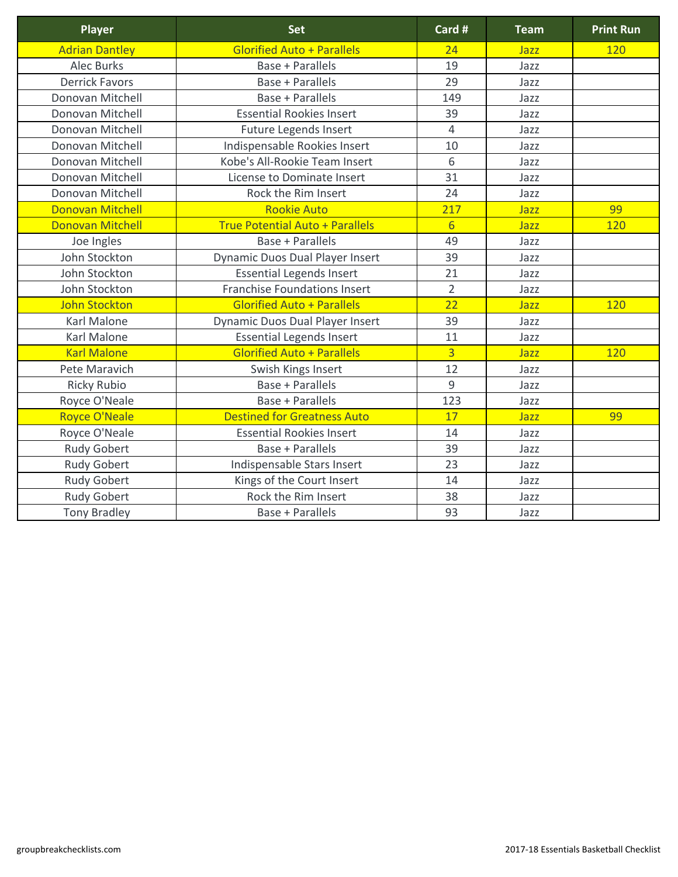| Player | Set | Card # | Team | Print Run |
|---|---|---|---|---|
| Adrian Dantley | Glorified Auto + Parallels | 24 | Jazz | 120 |
| Alec Burks | Base + Parallels | 19 | Jazz | |
| Derrick Favors | Base + Parallels | 29 | Jazz | |
| Donovan Mitchell | Base + Parallels | 149 | Jazz | |
| Donovan Mitchell | Essential Rookies Insert | 39 | Jazz | |
| Donovan Mitchell | Future Legends Insert | 4 | Jazz | |
| Donovan Mitchell | Indispensable Rookies Insert | 10 | Jazz | |
| Donovan Mitchell | Kobe's All-Rookie Team Insert | 6 | Jazz | |
| Donovan Mitchell | License to Dominate Insert | 31 | Jazz | |
| Donovan Mitchell | Rock the Rim Insert | 24 | Jazz | |
| Donovan Mitchell | Rookie Auto | 217 | Jazz | 99 |
| Donovan Mitchell | True Potential Auto + Parallels | 6 | Jazz | 120 |
| Joe Ingles | Base + Parallels | 49 | Jazz | |
| John Stockton | Dynamic Duos Dual Player Insert | 39 | Jazz | |
| John Stockton | Essential Legends Insert | 21 | Jazz | |
| John Stockton | Franchise Foundations Insert | 2 | Jazz | |
| John Stockton | Glorified Auto + Parallels | 22 | Jazz | 120 |
| Karl Malone | Dynamic Duos Dual Player Insert | 39 | Jazz | |
| Karl Malone | Essential Legends Insert | 11 | Jazz | |
| Karl Malone | Glorified Auto + Parallels | 3 | Jazz | 120 |
| Pete Maravich | Swish Kings Insert | 12 | Jazz | |
| Ricky Rubio | Base + Parallels | 9 | Jazz | |
| Royce O'Neale | Base + Parallels | 123 | Jazz | |
| Royce O'Neale | Destined for Greatness Auto | 17 | Jazz | 99 |
| Royce O'Neale | Essential Rookies Insert | 14 | Jazz | |
| Rudy Gobert | Base + Parallels | 39 | Jazz | |
| Rudy Gobert | Indispensable Stars Insert | 23 | Jazz | |
| Rudy Gobert | Kings of the Court Insert | 14 | Jazz | |
| Rudy Gobert | Rock the Rim Insert | 38 | Jazz | |
| Tony Bradley | Base + Parallels | 93 | Jazz | |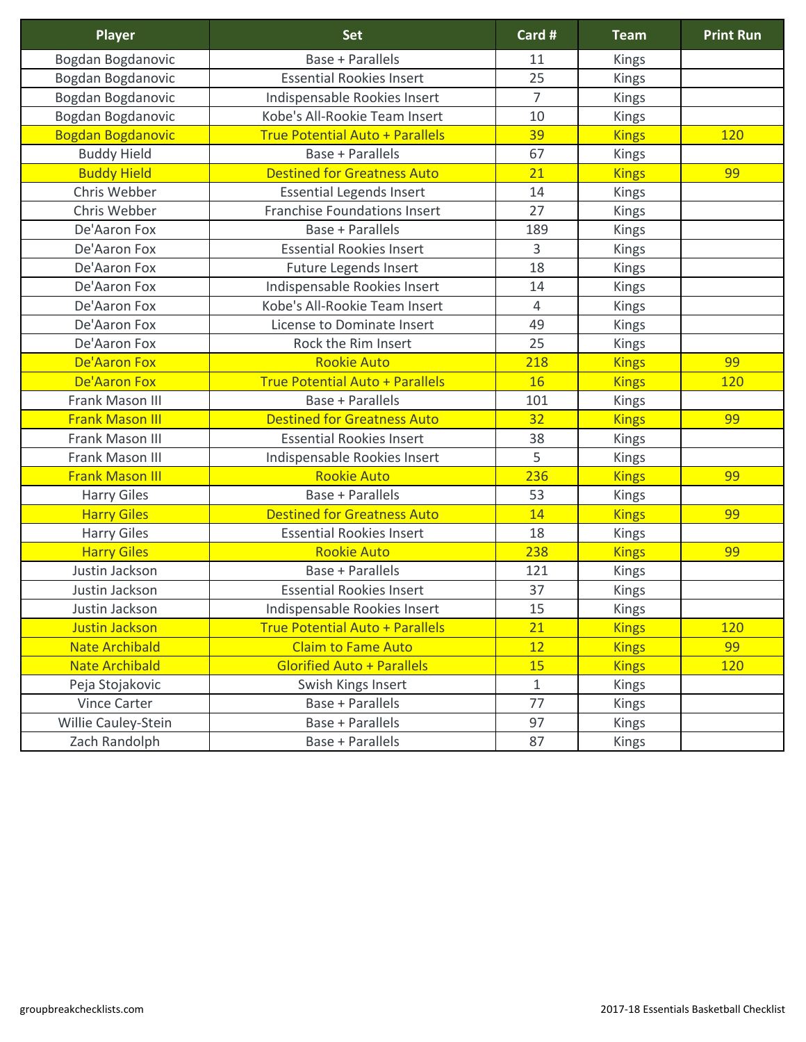| Player | Set | Card # | Team | Print Run |
|---|---|---|---|---|
| Bogdan Bogdanovic | Base + Parallels | 11 | Kings | |
| Bogdan Bogdanovic | Essential Rookies Insert | 25 | Kings | |
| Bogdan Bogdanovic | Indispensable Rookies Insert | 7 | Kings | |
| Bogdan Bogdanovic | Kobe's All-Rookie Team Insert | 10 | Kings | |
| Bogdan Bogdanovic | True Potential Auto + Parallels | 39 | Kings | 120 |
| Buddy Hield | Base + Parallels | 67 | Kings | |
| Buddy Hield | Destined for Greatness Auto | 21 | Kings | 99 |
| Chris Webber | Essential Legends Insert | 14 | Kings | |
| Chris Webber | Franchise Foundations Insert | 27 | Kings | |
| De'Aaron Fox | Base + Parallels | 189 | Kings | |
| De'Aaron Fox | Essential Rookies Insert | 3 | Kings | |
| De'Aaron Fox | Future Legends Insert | 18 | Kings | |
| De'Aaron Fox | Indispensable Rookies Insert | 14 | Kings | |
| De'Aaron Fox | Kobe's All-Rookie Team Insert | 4 | Kings | |
| De'Aaron Fox | License to Dominate Insert | 49 | Kings | |
| De'Aaron Fox | Rock the Rim Insert | 25 | Kings | |
| De'Aaron Fox | Rookie Auto | 218 | Kings | 99 |
| De'Aaron Fox | True Potential Auto + Parallels | 16 | Kings | 120 |
| Frank Mason III | Base + Parallels | 101 | Kings | |
| Frank Mason III | Destined for Greatness Auto | 32 | Kings | 99 |
| Frank Mason III | Essential Rookies Insert | 38 | Kings | |
| Frank Mason III | Indispensable Rookies Insert | 5 | Kings | |
| Frank Mason III | Rookie Auto | 236 | Kings | 99 |
| Harry Giles | Base + Parallels | 53 | Kings | |
| Harry Giles | Destined for Greatness Auto | 14 | Kings | 99 |
| Harry Giles | Essential Rookies Insert | 18 | Kings | |
| Harry Giles | Rookie Auto | 238 | Kings | 99 |
| Justin Jackson | Base + Parallels | 121 | Kings | |
| Justin Jackson | Essential Rookies Insert | 37 | Kings | |
| Justin Jackson | Indispensable Rookies Insert | 15 | Kings | |
| Justin Jackson | True Potential Auto + Parallels | 21 | Kings | 120 |
| Nate Archibald | Claim to Fame Auto | 12 | Kings | 99 |
| Nate Archibald | Glorified Auto + Parallels | 15 | Kings | 120 |
| Peja Stojakovic | Swish Kings Insert | 1 | Kings | |
| Vince Carter | Base + Parallels | 77 | Kings | |
| Willie Cauley-Stein | Base + Parallels | 97 | Kings | |
| Zach Randolph | Base + Parallels | 87 | Kings | |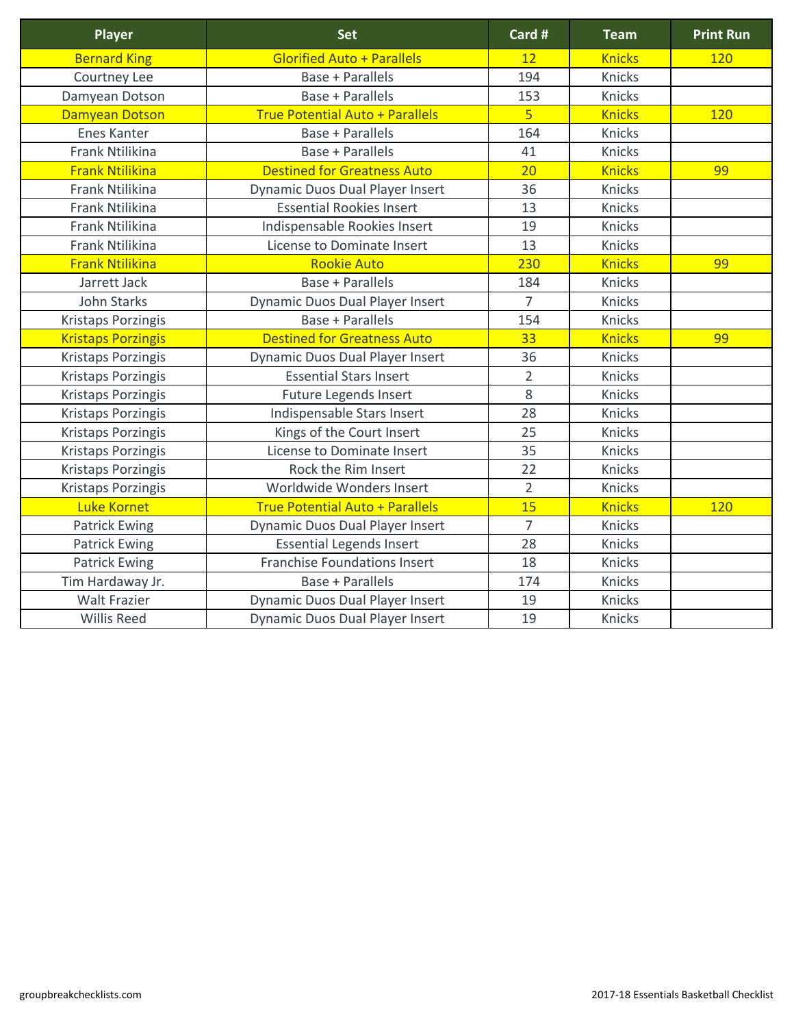| Player | Set | Card # | Team | Print Run |
|---|---|---|---|---|
| Bernard King | Glorified Auto + Parallels | 12 | Knicks | 120 |
| Courtney Lee | Base + Parallels | 194 | Knicks | |
| Damyean Dotson | Base + Parallels | 153 | Knicks | |
| Damyean Dotson | True Potential Auto + Parallels | 5 | Knicks | 120 |
| Enes Kanter | Base + Parallels | 164 | Knicks | |
| Frank Ntilikina | Base + Parallels | 41 | Knicks | |
| Frank Ntilikina | Destined for Greatness Auto | 20 | Knicks | 99 |
| Frank Ntilikina | Dynamic Duos Dual Player Insert | 36 | Knicks | |
| Frank Ntilikina | Essential Rookies Insert | 13 | Knicks | |
| Frank Ntilikina | Indispensable Rookies Insert | 19 | Knicks | |
| Frank Ntilikina | License to Dominate Insert | 13 | Knicks | |
| Frank Ntilikina | Rookie Auto | 230 | Knicks | 99 |
| Jarrett Jack | Base + Parallels | 184 | Knicks | |
| John Starks | Dynamic Duos Dual Player Insert | 7 | Knicks | |
| Kristaps Porzingis | Base + Parallels | 154 | Knicks | |
| Kristaps Porzingis | Destined for Greatness Auto | 33 | Knicks | 99 |
| Kristaps Porzingis | Dynamic Duos Dual Player Insert | 36 | Knicks | |
| Kristaps Porzingis | Essential Stars Insert | 2 | Knicks | |
| Kristaps Porzingis | Future Legends Insert | 8 | Knicks | |
| Kristaps Porzingis | Indispensable Stars Insert | 28 | Knicks | |
| Kristaps Porzingis | Kings of the Court Insert | 25 | Knicks | |
| Kristaps Porzingis | License to Dominate Insert | 35 | Knicks | |
| Kristaps Porzingis | Rock the Rim Insert | 22 | Knicks | |
| Kristaps Porzingis | Worldwide Wonders Insert | 2 | Knicks | |
| Luke Kornet | True Potential Auto + Parallels | 15 | Knicks | 120 |
| Patrick Ewing | Dynamic Duos Dual Player Insert | 7 | Knicks | |
| Patrick Ewing | Essential Legends Insert | 28 | Knicks | |
| Patrick Ewing | Franchise Foundations Insert | 18 | Knicks | |
| Tim Hardaway Jr. | Base + Parallels | 174 | Knicks | |
| Walt Frazier | Dynamic Duos Dual Player Insert | 19 | Knicks | |
| Willis Reed | Dynamic Duos Dual Player Insert | 19 | Knicks | |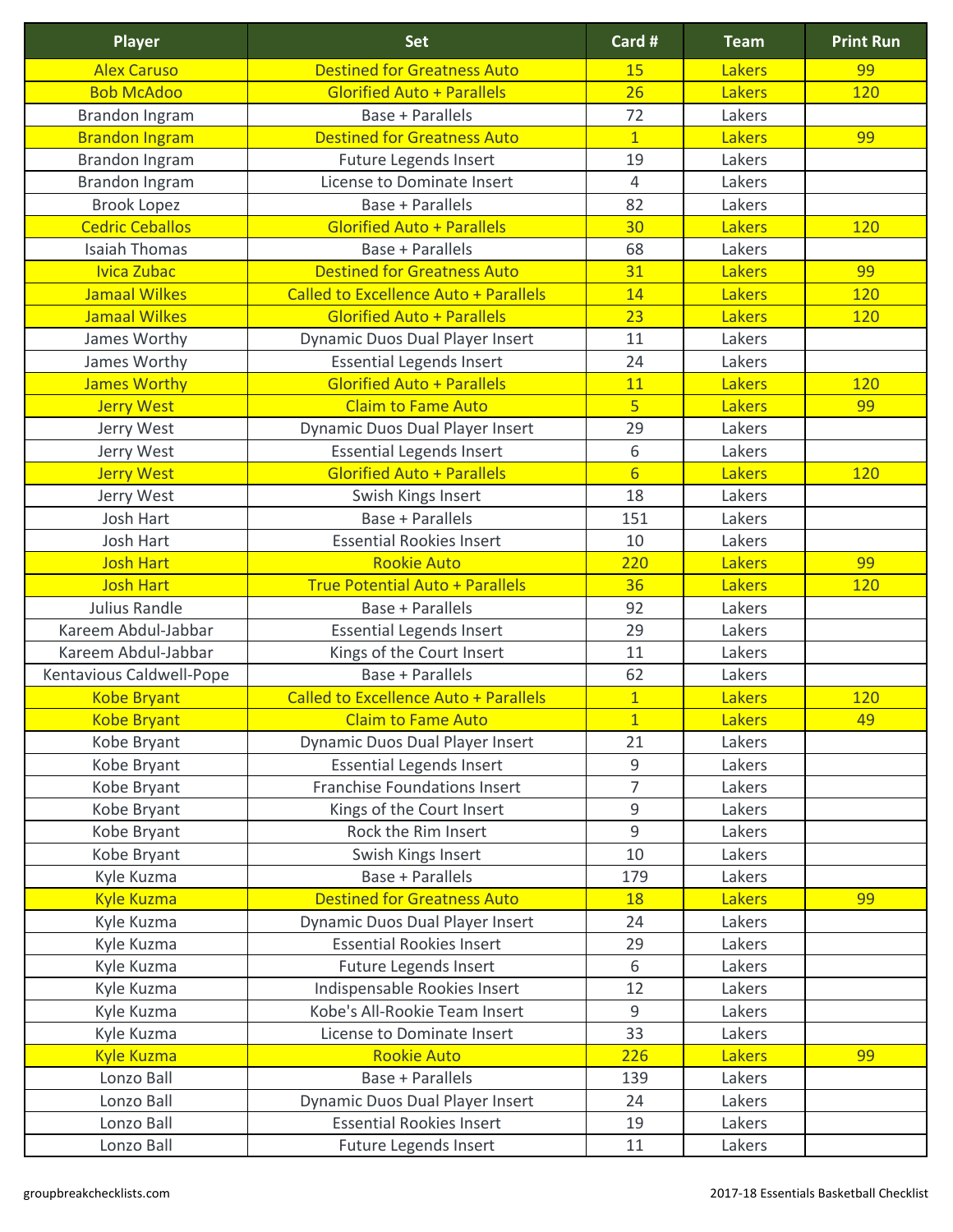| Player | Set | Card # | Team | Print Run |
|---|---|---|---|---|
| Alex Caruso | Destined for Greatness Auto | 15 | Lakers | 99 |
| Bob McAdoo | Glorified Auto + Parallels | 26 | Lakers | 120 |
| Brandon Ingram | Base + Parallels | 72 | Lakers | |
| Brandon Ingram | Destined for Greatness Auto | 1 | Lakers | 99 |
| Brandon Ingram | Future Legends Insert | 19 | Lakers | |
| Brandon Ingram | License to Dominate Insert | 4 | Lakers | |
| Brook Lopez | Base + Parallels | 82 | Lakers | |
| Cedric Ceballos | Glorified Auto + Parallels | 30 | Lakers | 120 |
| Isaiah Thomas | Base + Parallels | 68 | Lakers | |
| Ivica Zubac | Destined for Greatness Auto | 31 | Lakers | 99 |
| Jamaal Wilkes | Called to Excellence Auto + Parallels | 14 | Lakers | 120 |
| Jamaal Wilkes | Glorified Auto + Parallels | 23 | Lakers | 120 |
| James Worthy | Dynamic Duos Dual Player Insert | 11 | Lakers | |
| James Worthy | Essential Legends Insert | 24 | Lakers | |
| James Worthy | Glorified Auto + Parallels | 11 | Lakers | 120 |
| Jerry West | Claim to Fame Auto | 5 | Lakers | 99 |
| Jerry West | Dynamic Duos Dual Player Insert | 29 | Lakers | |
| Jerry West | Essential Legends Insert | 6 | Lakers | |
| Jerry West | Glorified Auto + Parallels | 6 | Lakers | 120 |
| Jerry West | Swish Kings Insert | 18 | Lakers | |
| Josh Hart | Base + Parallels | 151 | Lakers | |
| Josh Hart | Essential Rookies Insert | 10 | Lakers | |
| Josh Hart | Rookie Auto | 220 | Lakers | 99 |
| Josh Hart | True Potential Auto + Parallels | 36 | Lakers | 120 |
| Julius Randle | Base + Parallels | 92 | Lakers | |
| Kareem Abdul-Jabbar | Essential Legends Insert | 29 | Lakers | |
| Kareem Abdul-Jabbar | Kings of the Court Insert | 11 | Lakers | |
| Kentavious Caldwell-Pope | Base + Parallels | 62 | Lakers | |
| Kobe Bryant | Called to Excellence Auto + Parallels | 1 | Lakers | 120 |
| Kobe Bryant | Claim to Fame Auto | 1 | Lakers | 49 |
| Kobe Bryant | Dynamic Duos Dual Player Insert | 21 | Lakers | |
| Kobe Bryant | Essential Legends Insert | 9 | Lakers | |
| Kobe Bryant | Franchise Foundations Insert | 7 | Lakers | |
| Kobe Bryant | Kings of the Court Insert | 9 | Lakers | |
| Kobe Bryant | Rock the Rim Insert | 9 | Lakers | |
| Kobe Bryant | Swish Kings Insert | 10 | Lakers | |
| Kyle Kuzma | Base + Parallels | 179 | Lakers | |
| Kyle Kuzma | Destined for Greatness Auto | 18 | Lakers | 99 |
| Kyle Kuzma | Dynamic Duos Dual Player Insert | 24 | Lakers | |
| Kyle Kuzma | Essential Rookies Insert | 29 | Lakers | |
| Kyle Kuzma | Future Legends Insert | 6 | Lakers | |
| Kyle Kuzma | Indispensable Rookies Insert | 12 | Lakers | |
| Kyle Kuzma | Kobe's All-Rookie Team Insert | 9 | Lakers | |
| Kyle Kuzma | License to Dominate Insert | 33 | Lakers | |
| Kyle Kuzma | Rookie Auto | 226 | Lakers | 99 |
| Lonzo Ball | Base + Parallels | 139 | Lakers | |
| Lonzo Ball | Dynamic Duos Dual Player Insert | 24 | Lakers | |
| Lonzo Ball | Essential Rookies Insert | 19 | Lakers | |
| Lonzo Ball | Future Legends Insert | 11 | Lakers | |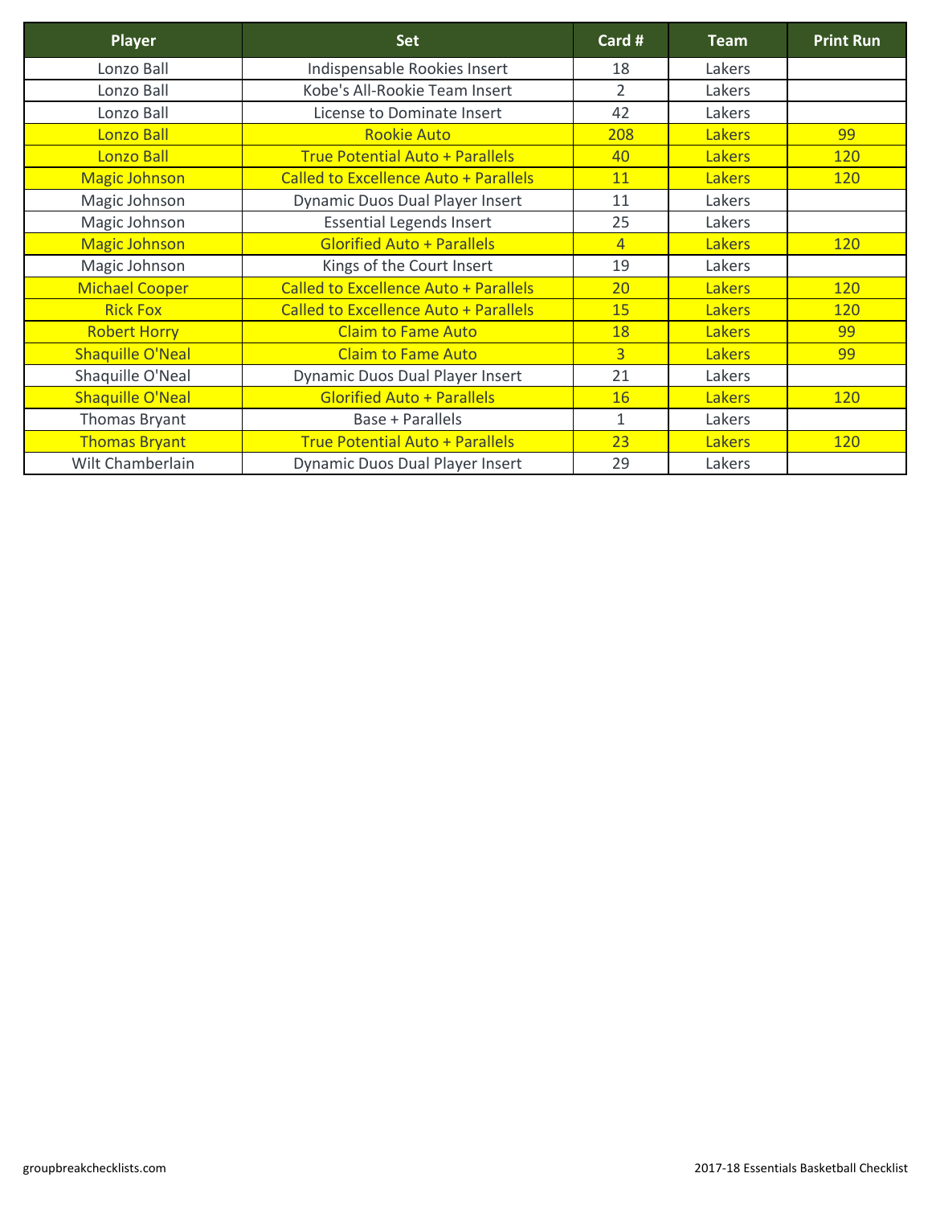| Player | Set | Card # | Team | Print Run |
|---|---|---|---|---|
| Lonzo Ball | Indispensable Rookies Insert | 18 | Lakers | |
| Lonzo Ball | Kobe's All-Rookie Team Insert | 2 | Lakers | |
| Lonzo Ball | License to Dominate Insert | 42 | Lakers | |
| Lonzo Ball | Rookie Auto | 208 | Lakers | 99 |
| Lonzo Ball | True Potential Auto + Parallels | 40 | Lakers | 120 |
| Magic Johnson | Called to Excellence Auto + Parallels | 11 | Lakers | 120 |
| Magic Johnson | Dynamic Duos Dual Player Insert | 11 | Lakers | |
| Magic Johnson | Essential Legends Insert | 25 | Lakers | |
| Magic Johnson | Glorified Auto + Parallels | 4 | Lakers | 120 |
| Magic Johnson | Kings of the Court Insert | 19 | Lakers | |
| Michael Cooper | Called to Excellence Auto + Parallels | 20 | Lakers | 120 |
| Rick Fox | Called to Excellence Auto + Parallels | 15 | Lakers | 120 |
| Robert Horry | Claim to Fame Auto | 18 | Lakers | 99 |
| Shaquille O'Neal | Claim to Fame Auto | 3 | Lakers | 99 |
| Shaquille O'Neal | Dynamic Duos Dual Player Insert | 21 | Lakers | |
| Shaquille O'Neal | Glorified Auto + Parallels | 16 | Lakers | 120 |
| Thomas Bryant | Base + Parallels | 1 | Lakers | |
| Thomas Bryant | True Potential Auto + Parallels | 23 | Lakers | 120 |
| Wilt Chamberlain | Dynamic Duos Dual Player Insert | 29 | Lakers | |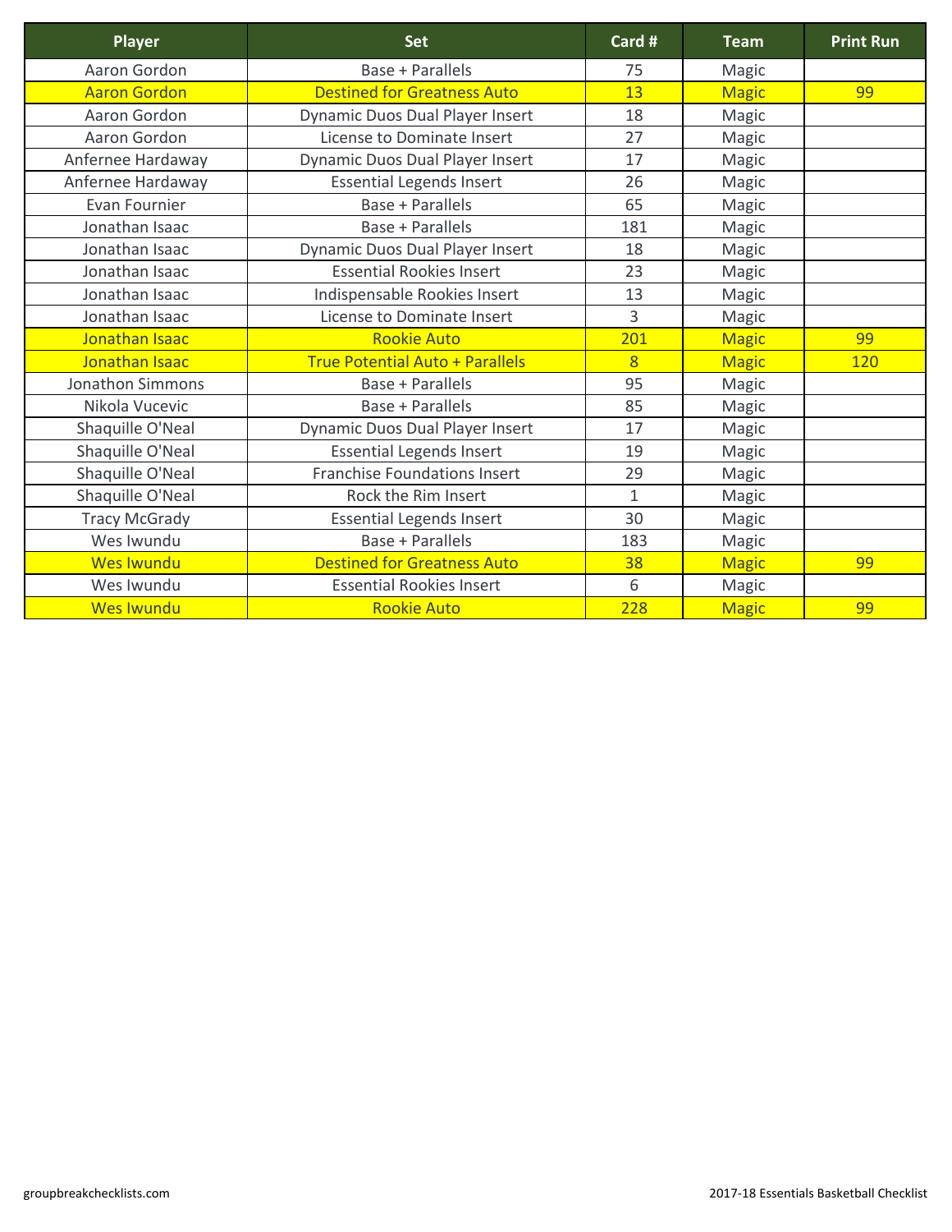| Player | Set | Card # | Team | Print Run |
| --- | --- | --- | --- | --- |
| Aaron Gordon | Base + Parallels | 75 | Magic | |
| Aaron Gordon | Destined for Greatness Auto | 13 | Magic | 99 |
| Aaron Gordon | Dynamic Duos Dual Player Insert | 18 | Magic | |
| Aaron Gordon | License to Dominate Insert | 27 | Magic | |
| Anfernee Hardaway | Dynamic Duos Dual Player Insert | 17 | Magic | |
| Anfernee Hardaway | Essential Legends Insert | 26 | Magic | |
| Evan Fournier | Base + Parallels | 65 | Magic | |
| Jonathan Isaac | Base + Parallels | 181 | Magic | |
| Jonathan Isaac | Dynamic Duos Dual Player Insert | 18 | Magic | |
| Jonathan Isaac | Essential Rookies Insert | 23 | Magic | |
| Jonathan Isaac | Indispensable Rookies Insert | 13 | Magic | |
| Jonathan Isaac | License to Dominate Insert | 3 | Magic | |
| Jonathan Isaac | Rookie Auto | 201 | Magic | 99 |
| Jonathan Isaac | True Potential Auto + Parallels | 8 | Magic | 120 |
| Jonathon Simmons | Base + Parallels | 95 | Magic | |
| Nikola Vucevic | Base + Parallels | 85 | Magic | |
| Shaquille O'Neal | Dynamic Duos Dual Player Insert | 17 | Magic | |
| Shaquille O'Neal | Essential Legends Insert | 19 | Magic | |
| Shaquille O'Neal | Franchise Foundations Insert | 29 | Magic | |
| Shaquille O'Neal | Rock the Rim Insert | 1 | Magic | |
| Tracy McGrady | Essential Legends Insert | 30 | Magic | |
| Wes Iwundu | Base + Parallels | 183 | Magic | |
| Wes Iwundu | Destined for Greatness Auto | 38 | Magic | 99 |
| Wes Iwundu | Essential Rookies Insert | 6 | Magic | |
| Wes Iwundu | Rookie Auto | 228 | Magic | 99 |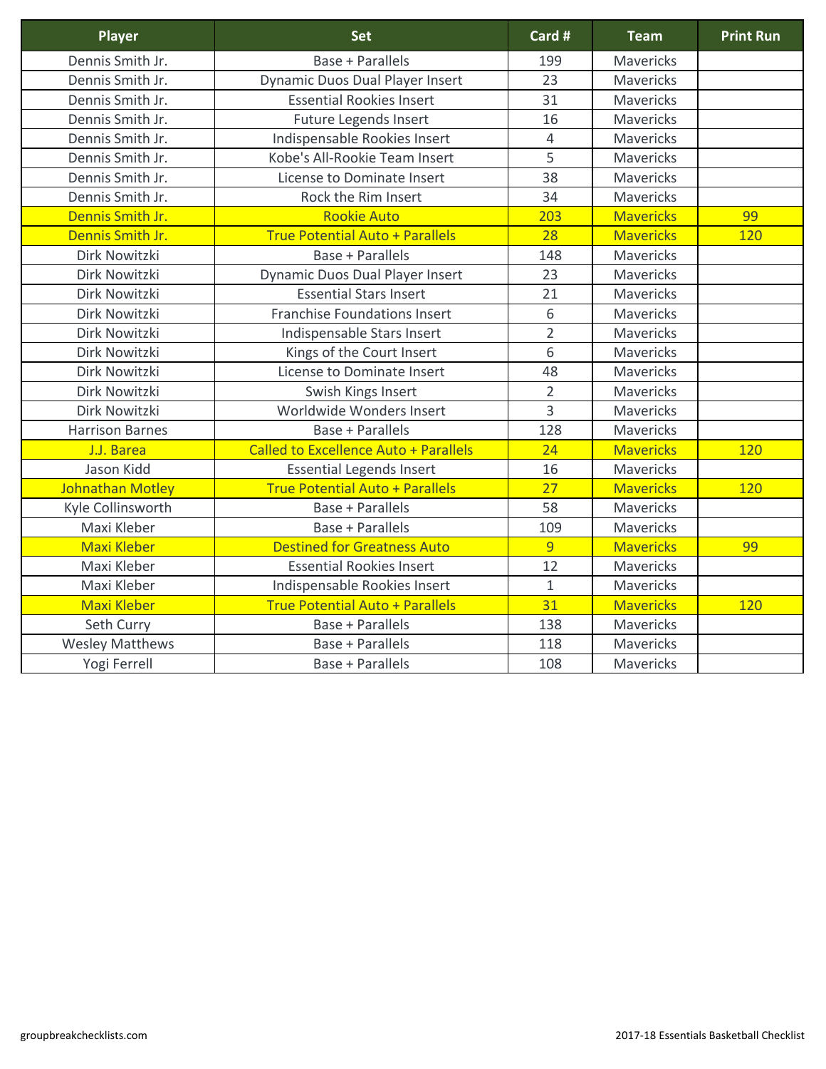| Player | Set | Card # | Team | Print Run |
|---|---|---|---|---|
| Dennis Smith Jr. | Base + Parallels | 199 | Mavericks | |
| Dennis Smith Jr. | Dynamic Duos Dual Player Insert | 23 | Mavericks | |
| Dennis Smith Jr. | Essential Rookies Insert | 31 | Mavericks | |
| Dennis Smith Jr. | Future Legends Insert | 16 | Mavericks | |
| Dennis Smith Jr. | Indispensable Rookies Insert | 4 | Mavericks | |
| Dennis Smith Jr. | Kobe's All-Rookie Team Insert | 5 | Mavericks | |
| Dennis Smith Jr. | License to Dominate Insert | 38 | Mavericks | |
| Dennis Smith Jr. | Rock the Rim Insert | 34 | Mavericks | |
| Dennis Smith Jr. | Rookie Auto | 203 | Mavericks | 99 |
| Dennis Smith Jr. | True Potential Auto + Parallels | 28 | Mavericks | 120 |
| Dirk Nowitzki | Base + Parallels | 148 | Mavericks | |
| Dirk Nowitzki | Dynamic Duos Dual Player Insert | 23 | Mavericks | |
| Dirk Nowitzki | Essential Stars Insert | 21 | Mavericks | |
| Dirk Nowitzki | Franchise Foundations Insert | 6 | Mavericks | |
| Dirk Nowitzki | Indispensable Stars Insert | 2 | Mavericks | |
| Dirk Nowitzki | Kings of the Court Insert | 6 | Mavericks | |
| Dirk Nowitzki | License to Dominate Insert | 48 | Mavericks | |
| Dirk Nowitzki | Swish Kings Insert | 2 | Mavericks | |
| Dirk Nowitzki | Worldwide Wonders Insert | 3 | Mavericks | |
| Harrison Barnes | Base + Parallels | 128 | Mavericks | |
| J.J. Barea | Called to Excellence Auto + Parallels | 24 | Mavericks | 120 |
| Jason Kidd | Essential Legends Insert | 16 | Mavericks | |
| Johnathan Motley | True Potential Auto + Parallels | 27 | Mavericks | 120 |
| Kyle Collinsworth | Base + Parallels | 58 | Mavericks | |
| Maxi Kleber | Base + Parallels | 109 | Mavericks | |
| Maxi Kleber | Destined for Greatness Auto | 9 | Mavericks | 99 |
| Maxi Kleber | Essential Rookies Insert | 12 | Mavericks | |
| Maxi Kleber | Indispensable Rookies Insert | 1 | Mavericks | |
| Maxi Kleber | True Potential Auto + Parallels | 31 | Mavericks | 120 |
| Seth Curry | Base + Parallels | 138 | Mavericks | |
| Wesley Matthews | Base + Parallels | 118 | Mavericks | |
| Yogi Ferrell | Base + Parallels | 108 | Mavericks | |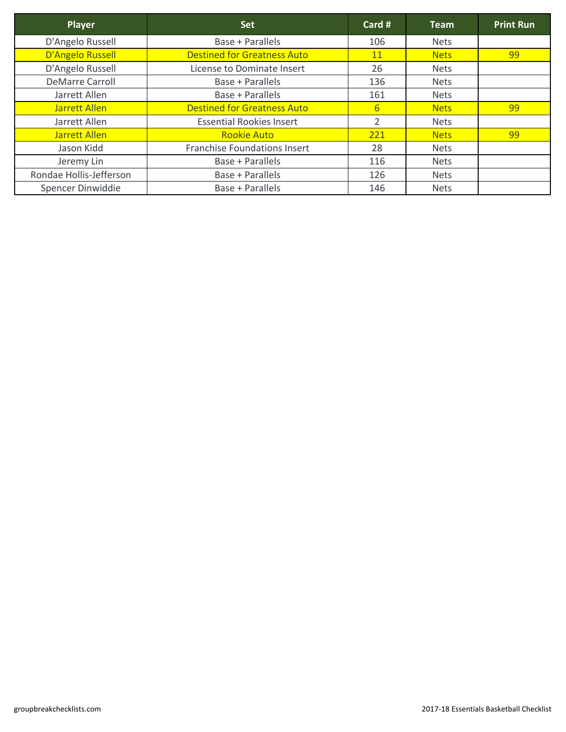| Player | Set | Card # | Team | Print Run |
| --- | --- | --- | --- | --- |
| D'Angelo Russell | Base + Parallels | 106 | Nets | |
| D'Angelo Russell | Destined for Greatness Auto | 11 | Nets | 99 |
| D'Angelo Russell | License to Dominate Insert | 26 | Nets | |
| DeMarre Carroll | Base + Parallels | 136 | Nets | |
| Jarrett Allen | Base + Parallels | 161 | Nets | |
| Jarrett Allen | Destined for Greatness Auto | 6 | Nets | 99 |
| Jarrett Allen | Essential Rookies Insert | 2 | Nets | |
| Jarrett Allen | Rookie Auto | 221 | Nets | 99 |
| Jason Kidd | Franchise Foundations Insert | 28 | Nets | |
| Jeremy Lin | Base + Parallels | 116 | Nets | |
| Rondae Hollis-Jefferson | Base + Parallels | 126 | Nets | |
| Spencer Dinwiddie | Base + Parallels | 146 | Nets | |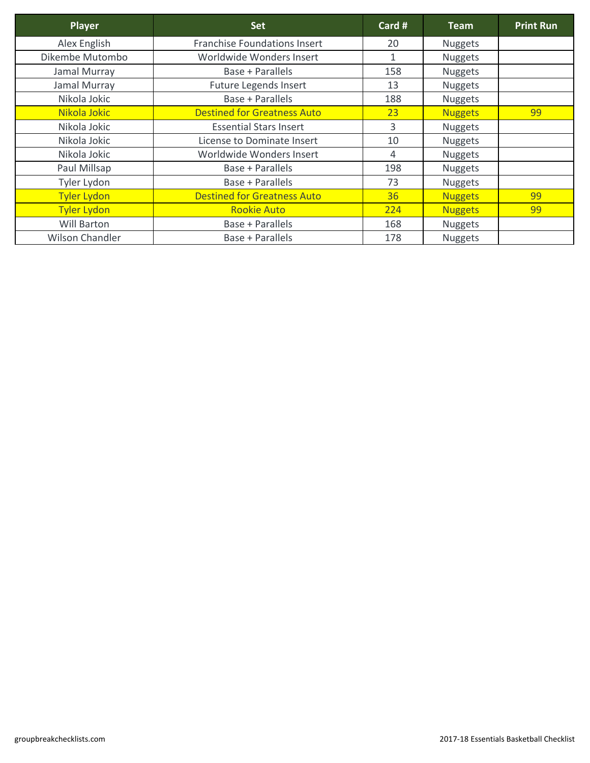| Player | Set | Card # | Team | Print Run |
|---|---|---|---|---|
| Alex English | Franchise Foundations Insert | 20 | Nuggets | |
| Dikembe Mutombo | Worldwide Wonders Insert | 1 | Nuggets | |
| Jamal Murray | Base + Parallels | 158 | Nuggets | |
| Jamal Murray | Future Legends Insert | 13 | Nuggets | |
| Nikola Jokic | Base + Parallels | 188 | Nuggets | |
| Nikola Jokic | Destined for Greatness Auto | 23 | Nuggets | 99 |
| Nikola Jokic | Essential Stars Insert | 3 | Nuggets | |
| Nikola Jokic | License to Dominate Insert | 10 | Nuggets | |
| Nikola Jokic | Worldwide Wonders Insert | 4 | Nuggets | |
| Paul Millsap | Base + Parallels | 198 | Nuggets | |
| Tyler Lydon | Base + Parallels | 73 | Nuggets | |
| Tyler Lydon | Destined for Greatness Auto | 36 | Nuggets | 99 |
| Tyler Lydon | Rookie Auto | 224 | Nuggets | 99 |
| Will Barton | Base + Parallels | 168 | Nuggets | |
| Wilson Chandler | Base + Parallels | 178 | Nuggets | |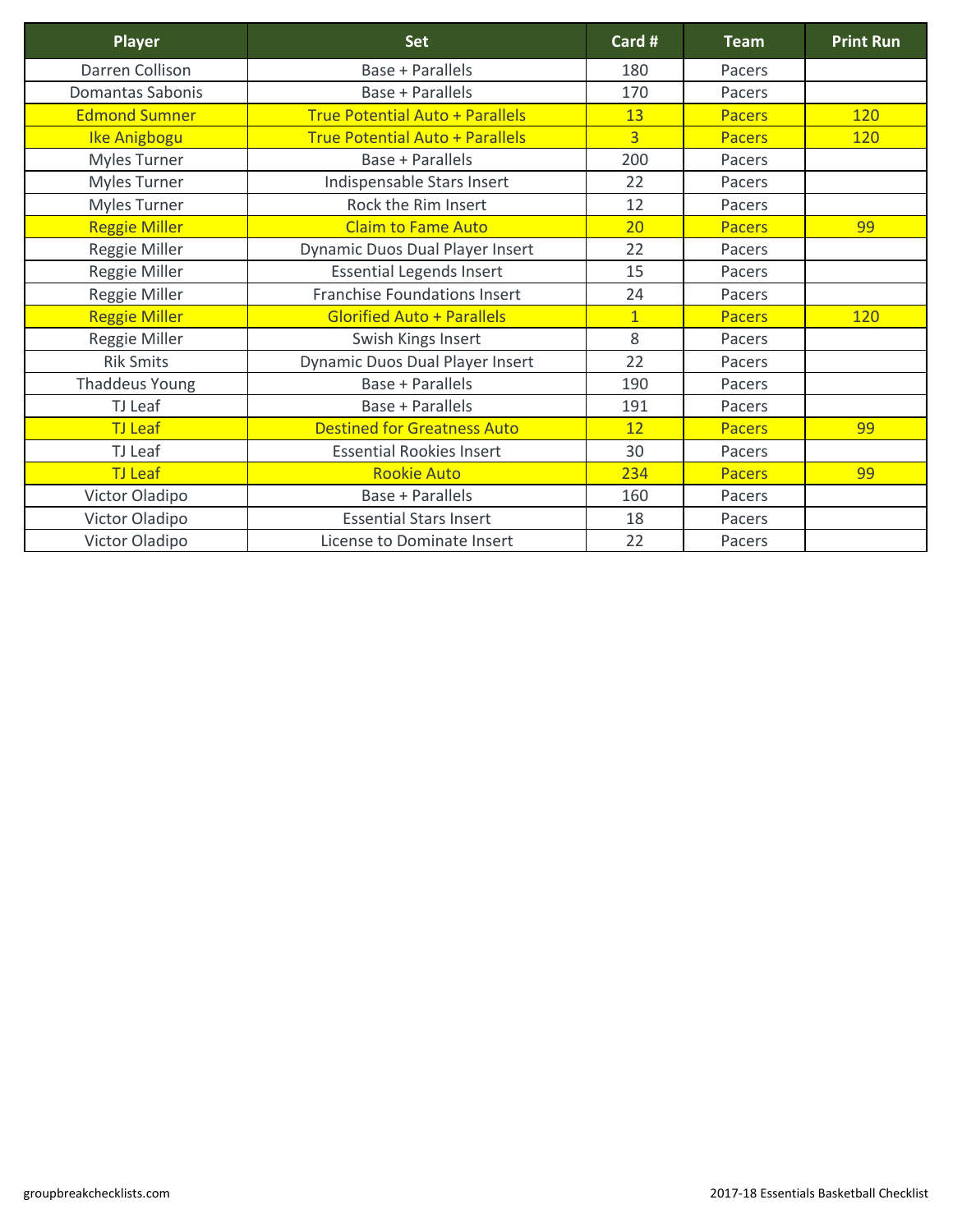| Player | Set | Card # | Team | Print Run |
|---|---|---|---|---|
| Darren Collison | Base + Parallels | 180 | Pacers | |
| Domantas Sabonis | Base + Parallels | 170 | Pacers | |
| Edmond Sumner | True Potential Auto + Parallels | 13 | Pacers | 120 |
| Ike Anigbogu | True Potential Auto + Parallels | 3 | Pacers | 120 |
| Myles Turner | Base + Parallels | 200 | Pacers | |
| Myles Turner | Indispensable Stars Insert | 22 | Pacers | |
| Myles Turner | Rock the Rim Insert | 12 | Pacers | |
| Reggie Miller | Claim to Fame Auto | 20 | Pacers | 99 |
| Reggie Miller | Dynamic Duos Dual Player Insert | 22 | Pacers | |
| Reggie Miller | Essential Legends Insert | 15 | Pacers | |
| Reggie Miller | Franchise Foundations Insert | 24 | Pacers | |
| Reggie Miller | Glorified Auto + Parallels | 1 | Pacers | 120 |
| Reggie Miller | Swish Kings Insert | 8 | Pacers | |
| Rik Smits | Dynamic Duos Dual Player Insert | 22 | Pacers | |
| Thaddeus Young | Base + Parallels | 190 | Pacers | |
| TJ Leaf | Base + Parallels | 191 | Pacers | |
| TJ Leaf | Destined for Greatness Auto | 12 | Pacers | 99 |
| TJ Leaf | Essential Rookies Insert | 30 | Pacers | |
| TJ Leaf | Rookie Auto | 234 | Pacers | 99 |
| Victor Oladipo | Base + Parallels | 160 | Pacers | |
| Victor Oladipo | Essential Stars Insert | 18 | Pacers | |
| Victor Oladipo | License to Dominate Insert | 22 | Pacers | |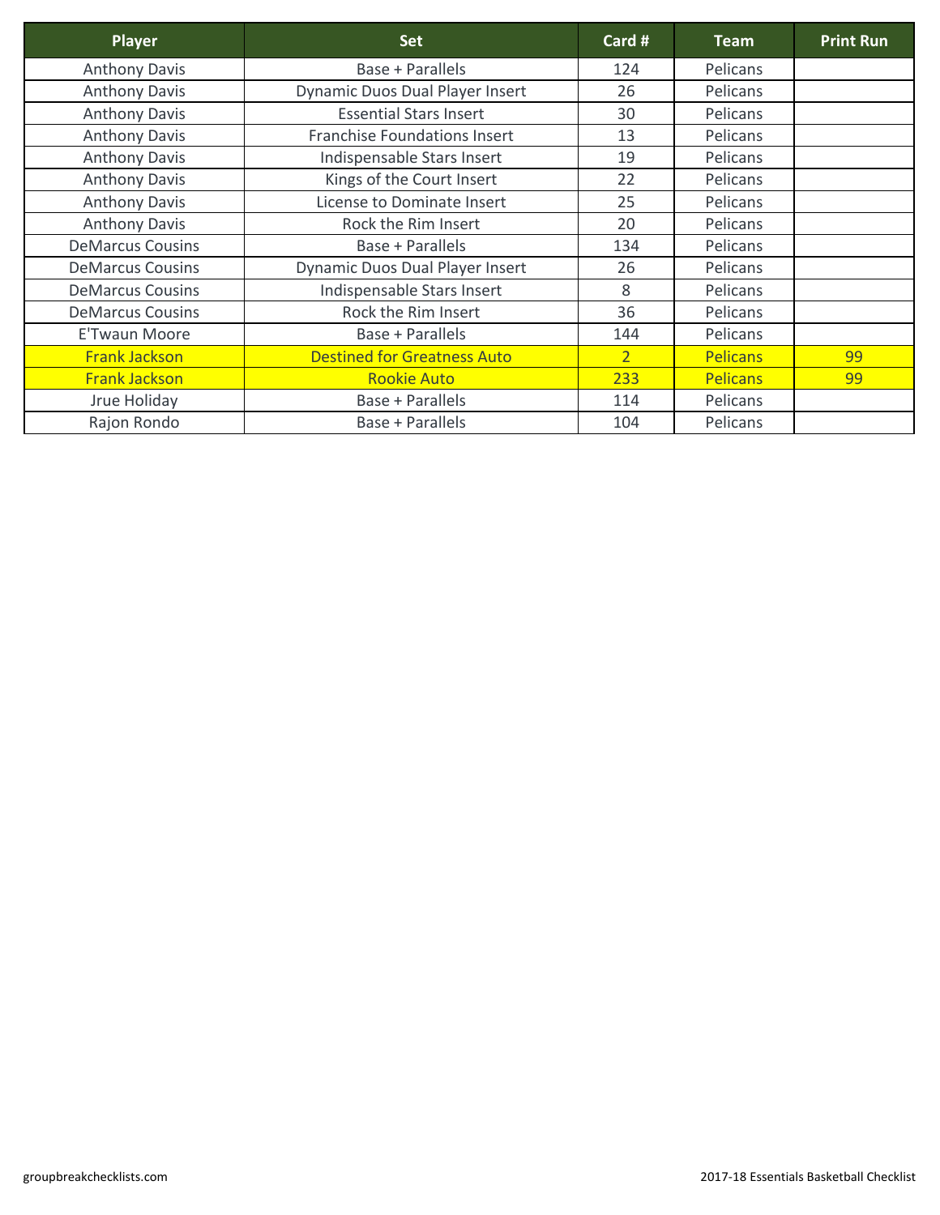| Player | Set | Card # | Team | Print Run |
|---|---|---|---|---|
| Anthony Davis | Base + Parallels | 124 | Pelicans | |
| Anthony Davis | Dynamic Duos Dual Player Insert | 26 | Pelicans | |
| Anthony Davis | Essential Stars Insert | 30 | Pelicans | |
| Anthony Davis | Franchise Foundations Insert | 13 | Pelicans | |
| Anthony Davis | Indispensable Stars Insert | 19 | Pelicans | |
| Anthony Davis | Kings of the Court Insert | 22 | Pelicans | |
| Anthony Davis | License to Dominate Insert | 25 | Pelicans | |
| Anthony Davis | Rock the Rim Insert | 20 | Pelicans | |
| DeMarcus Cousins | Base + Parallels | 134 | Pelicans | |
| DeMarcus Cousins | Dynamic Duos Dual Player Insert | 26 | Pelicans | |
| DeMarcus Cousins | Indispensable Stars Insert | 8 | Pelicans | |
| DeMarcus Cousins | Rock the Rim Insert | 36 | Pelicans | |
| E'Twaun Moore | Base + Parallels | 144 | Pelicans | |
| Frank Jackson | Destined for Greatness Auto | 2 | Pelicans | 99 |
| Frank Jackson | Rookie Auto | 233 | Pelicans | 99 |
| Jrue Holiday | Base + Parallels | 114 | Pelicans | |
| Rajon Rondo | Base + Parallels | 104 | Pelicans | |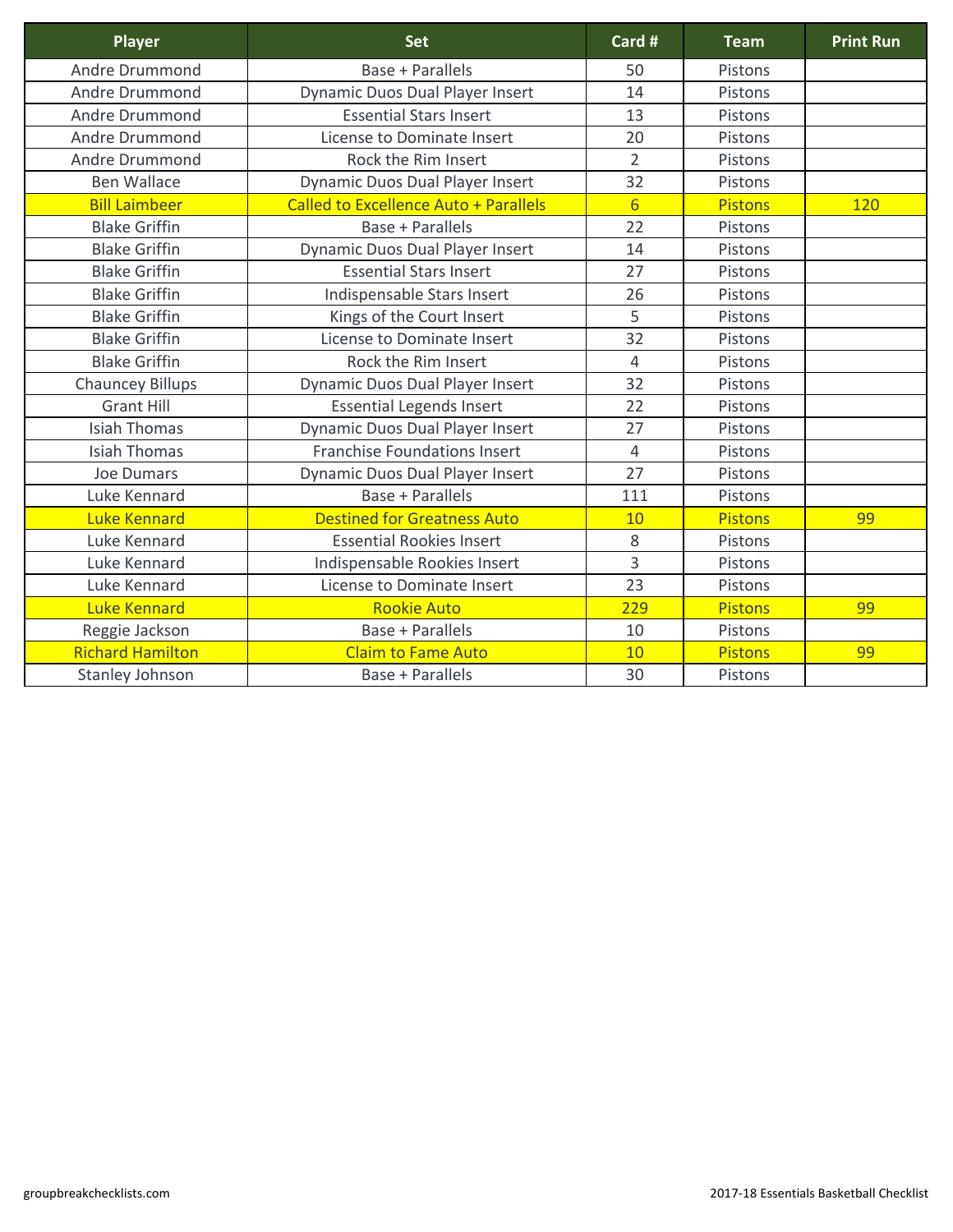| Player | Set | Card # | Team | Print Run |
|---|---|---|---|---|
| Andre Drummond | Base + Parallels | 50 | Pistons | |
| Andre Drummond | Dynamic Duos Dual Player Insert | 14 | Pistons | |
| Andre Drummond | Essential Stars Insert | 13 | Pistons | |
| Andre Drummond | License to Dominate Insert | 20 | Pistons | |
| Andre Drummond | Rock the Rim Insert | 2 | Pistons | |
| Ben Wallace | Dynamic Duos Dual Player Insert | 32 | Pistons | |
| Bill Laimbeer | Called to Excellence Auto + Parallels | 6 | Pistons | 120 |
| Blake Griffin | Base + Parallels | 22 | Pistons | |
| Blake Griffin | Dynamic Duos Dual Player Insert | 14 | Pistons | |
| Blake Griffin | Essential Stars Insert | 27 | Pistons | |
| Blake Griffin | Indispensable Stars Insert | 26 | Pistons | |
| Blake Griffin | Kings of the Court Insert | 5 | Pistons | |
| Blake Griffin | License to Dominate Insert | 32 | Pistons | |
| Blake Griffin | Rock the Rim Insert | 4 | Pistons | |
| Chauncey Billups | Dynamic Duos Dual Player Insert | 32 | Pistons | |
| Grant Hill | Essential Legends Insert | 22 | Pistons | |
| Isiah Thomas | Dynamic Duos Dual Player Insert | 27 | Pistons | |
| Isiah Thomas | Franchise Foundations Insert | 4 | Pistons | |
| Joe Dumars | Dynamic Duos Dual Player Insert | 27 | Pistons | |
| Luke Kennard | Base + Parallels | 111 | Pistons | |
| Luke Kennard | Destined for Greatness Auto | 10 | Pistons | 99 |
| Luke Kennard | Essential Rookies Insert | 8 | Pistons | |
| Luke Kennard | Indispensable Rookies Insert | 3 | Pistons | |
| Luke Kennard | License to Dominate Insert | 23 | Pistons | |
| Luke Kennard | Rookie Auto | 229 | Pistons | 99 |
| Reggie Jackson | Base + Parallels | 10 | Pistons | |
| Richard Hamilton | Claim to Fame Auto | 10 | Pistons | 99 |
| Stanley Johnson | Base + Parallels | 30 | Pistons | |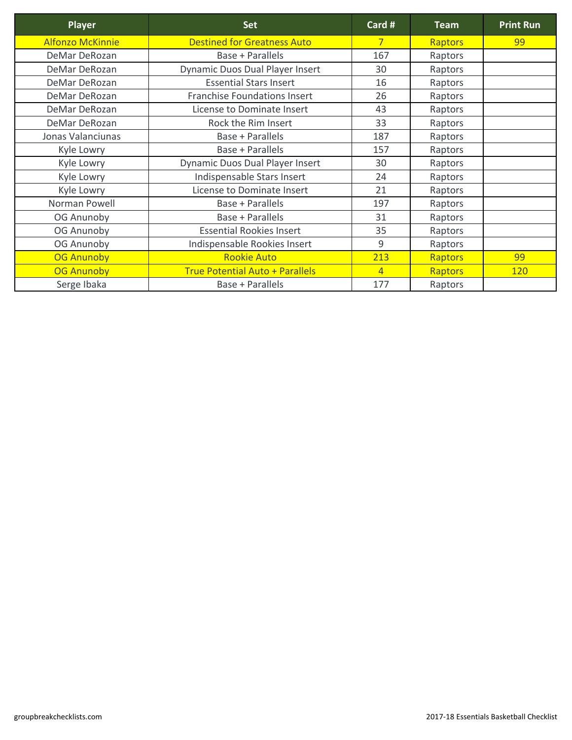| Player | Set | Card # | Team | Print Run |
|---|---|---|---|---|
| Alfonzo McKinnie | Destined for Greatness Auto | 7 | Raptors | 99 |
| DeMar DeRozan | Base + Parallels | 167 | Raptors | |
| DeMar DeRozan | Dynamic Duos Dual Player Insert | 30 | Raptors | |
| DeMar DeRozan | Essential Stars Insert | 16 | Raptors | |
| DeMar DeRozan | Franchise Foundations Insert | 26 | Raptors | |
| DeMar DeRozan | License to Dominate Insert | 43 | Raptors | |
| DeMar DeRozan | Rock the Rim Insert | 33 | Raptors | |
| Jonas Valanciunas | Base + Parallels | 187 | Raptors | |
| Kyle Lowry | Base + Parallels | 157 | Raptors | |
| Kyle Lowry | Dynamic Duos Dual Player Insert | 30 | Raptors | |
| Kyle Lowry | Indispensable Stars Insert | 24 | Raptors | |
| Kyle Lowry | License to Dominate Insert | 21 | Raptors | |
| Norman Powell | Base + Parallels | 197 | Raptors | |
| OG Anunoby | Base + Parallels | 31 | Raptors | |
| OG Anunoby | Essential Rookies Insert | 35 | Raptors | |
| OG Anunoby | Indispensable Rookies Insert | 9 | Raptors | |
| OG Anunoby | Rookie Auto | 213 | Raptors | 99 |
| OG Anunoby | True Potential Auto + Parallels | 4 | Raptors | 120 |
| Serge Ibaka | Base + Parallels | 177 | Raptors | |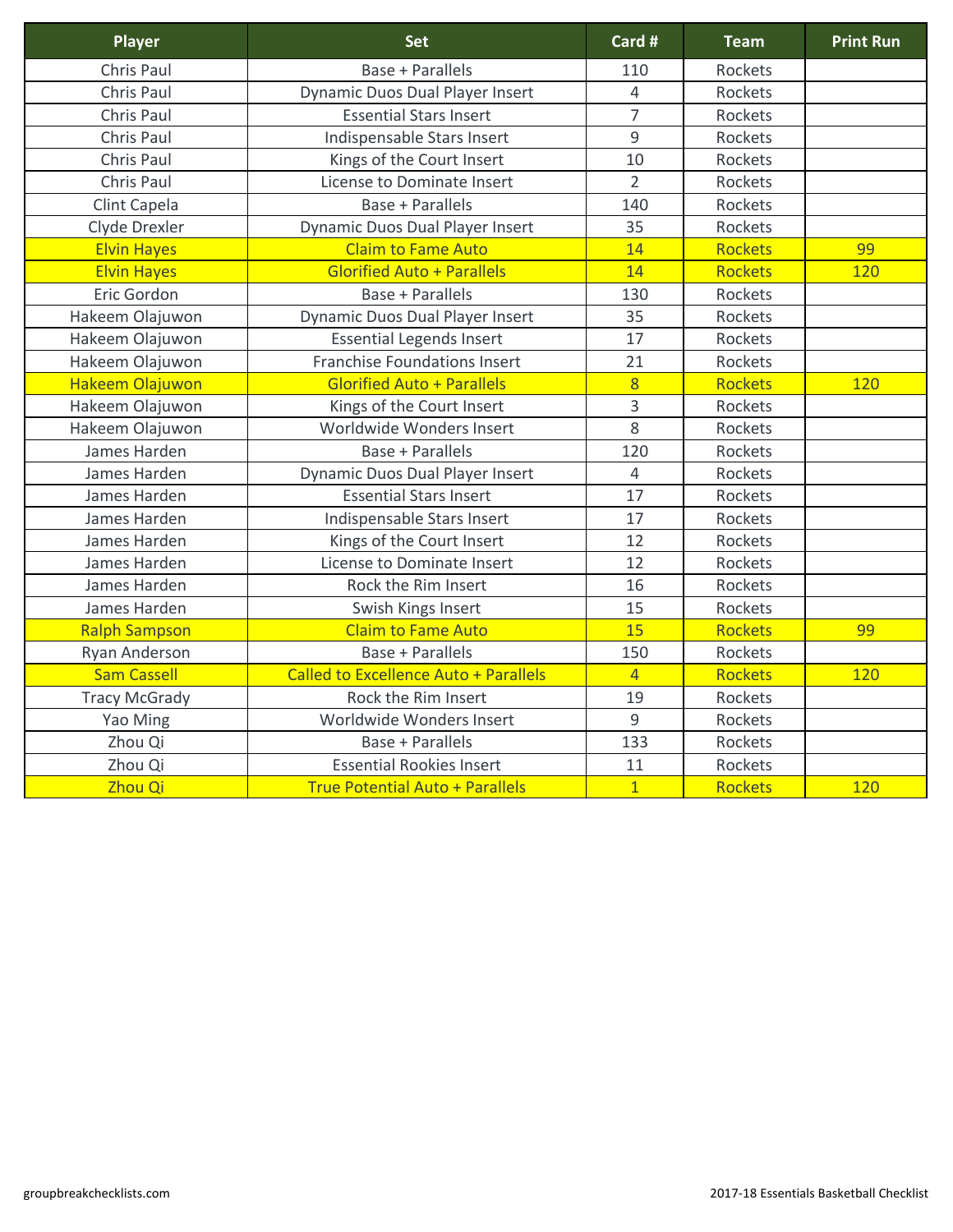| Player | Set | Card # | Team | Print Run |
|---|---|---|---|---|
| Chris Paul | Base + Parallels | 110 | Rockets | |
| Chris Paul | Dynamic Duos Dual Player Insert | 4 | Rockets | |
| Chris Paul | Essential Stars Insert | 7 | Rockets | |
| Chris Paul | Indispensable Stars Insert | 9 | Rockets | |
| Chris Paul | Kings of the Court Insert | 10 | Rockets | |
| Chris Paul | License to Dominate Insert | 2 | Rockets | |
| Clint Capela | Base + Parallels | 140 | Rockets | |
| Clyde Drexler | Dynamic Duos Dual Player Insert | 35 | Rockets | |
| Elvin Hayes | Claim to Fame Auto | 14 | Rockets | 99 |
| Elvin Hayes | Glorified Auto + Parallels | 14 | Rockets | 120 |
| Eric Gordon | Base + Parallels | 130 | Rockets | |
| Hakeem Olajuwon | Dynamic Duos Dual Player Insert | 35 | Rockets | |
| Hakeem Olajuwon | Essential Legends Insert | 17 | Rockets | |
| Hakeem Olajuwon | Franchise Foundations Insert | 21 | Rockets | |
| Hakeem Olajuwon | Glorified Auto + Parallels | 8 | Rockets | 120 |
| Hakeem Olajuwon | Kings of the Court Insert | 3 | Rockets | |
| Hakeem Olajuwon | Worldwide Wonders Insert | 8 | Rockets | |
| James Harden | Base + Parallels | 120 | Rockets | |
| James Harden | Dynamic Duos Dual Player Insert | 4 | Rockets | |
| James Harden | Essential Stars Insert | 17 | Rockets | |
| James Harden | Indispensable Stars Insert | 17 | Rockets | |
| James Harden | Kings of the Court Insert | 12 | Rockets | |
| James Harden | License to Dominate Insert | 12 | Rockets | |
| James Harden | Rock the Rim Insert | 16 | Rockets | |
| James Harden | Swish Kings Insert | 15 | Rockets | |
| Ralph Sampson | Claim to Fame Auto | 15 | Rockets | 99 |
| Ryan Anderson | Base + Parallels | 150 | Rockets | |
| Sam Cassell | Called to Excellence Auto + Parallels | 4 | Rockets | 120 |
| Tracy McGrady | Rock the Rim Insert | 19 | Rockets | |
| Yao Ming | Worldwide Wonders Insert | 9 | Rockets | |
| Zhou Qi | Base + Parallels | 133 | Rockets | |
| Zhou Qi | Essential Rookies Insert | 11 | Rockets | |
| Zhou Qi | True Potential Auto + Parallels | 1 | Rockets | 120 |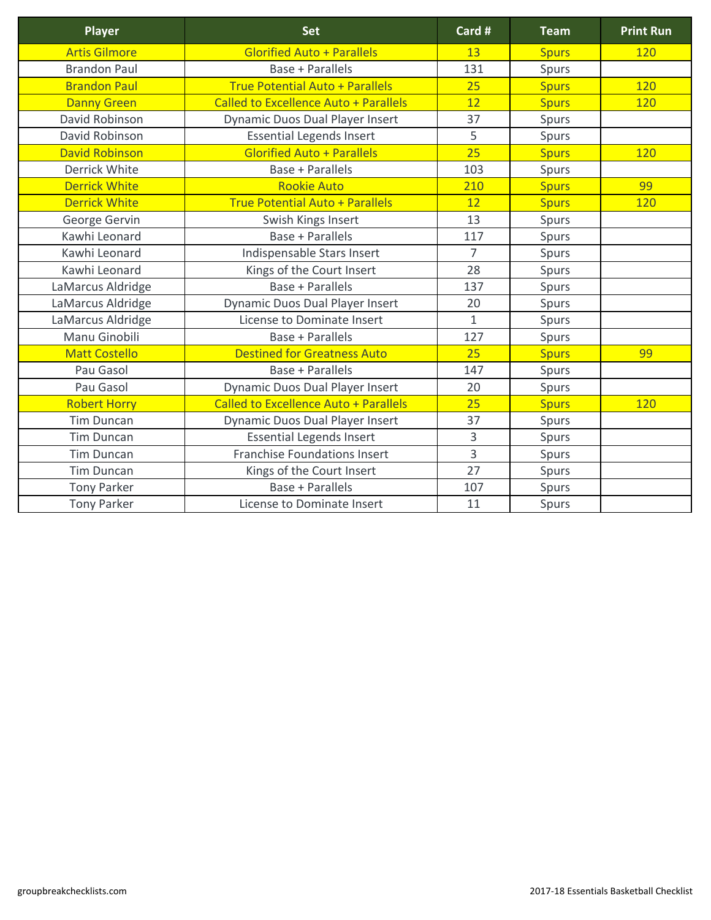| Player | Set | Card # | Team | Print Run |
| --- | --- | --- | --- | --- |
| Artis Gilmore | Glorified Auto + Parallels | 13 | Spurs | 120 |
| Brandon Paul | Base + Parallels | 131 | Spurs | |
| Brandon Paul | True Potential Auto + Parallels | 25 | Spurs | 120 |
| Danny Green | Called to Excellence Auto + Parallels | 12 | Spurs | 120 |
| David Robinson | Dynamic Duos Dual Player Insert | 37 | Spurs | |
| David Robinson | Essential Legends Insert | 5 | Spurs | |
| David Robinson | Glorified Auto + Parallels | 25 | Spurs | 120 |
| Derrick White | Base + Parallels | 103 | Spurs | |
| Derrick White | Rookie Auto | 210 | Spurs | 99 |
| Derrick White | True Potential Auto + Parallels | 12 | Spurs | 120 |
| George Gervin | Swish Kings Insert | 13 | Spurs | |
| Kawhi Leonard | Base + Parallels | 117 | Spurs | |
| Kawhi Leonard | Indispensable Stars Insert | 7 | Spurs | |
| Kawhi Leonard | Kings of the Court Insert | 28 | Spurs | |
| LaMarcus Aldridge | Base + Parallels | 137 | Spurs | |
| LaMarcus Aldridge | Dynamic Duos Dual Player Insert | 20 | Spurs | |
| LaMarcus Aldridge | License to Dominate Insert | 1 | Spurs | |
| Manu Ginobili | Base + Parallels | 127 | Spurs | |
| Matt Costello | Destined for Greatness Auto | 25 | Spurs | 99 |
| Pau Gasol | Base + Parallels | 147 | Spurs | |
| Pau Gasol | Dynamic Duos Dual Player Insert | 20 | Spurs | |
| Robert Horry | Called to Excellence Auto + Parallels | 25 | Spurs | 120 |
| Tim Duncan | Dynamic Duos Dual Player Insert | 37 | Spurs | |
| Tim Duncan | Essential Legends Insert | 3 | Spurs | |
| Tim Duncan | Franchise Foundations Insert | 3 | Spurs | |
| Tim Duncan | Kings of the Court Insert | 27 | Spurs | |
| Tony Parker | Base + Parallels | 107 | Spurs | |
| Tony Parker | License to Dominate Insert | 11 | Spurs | |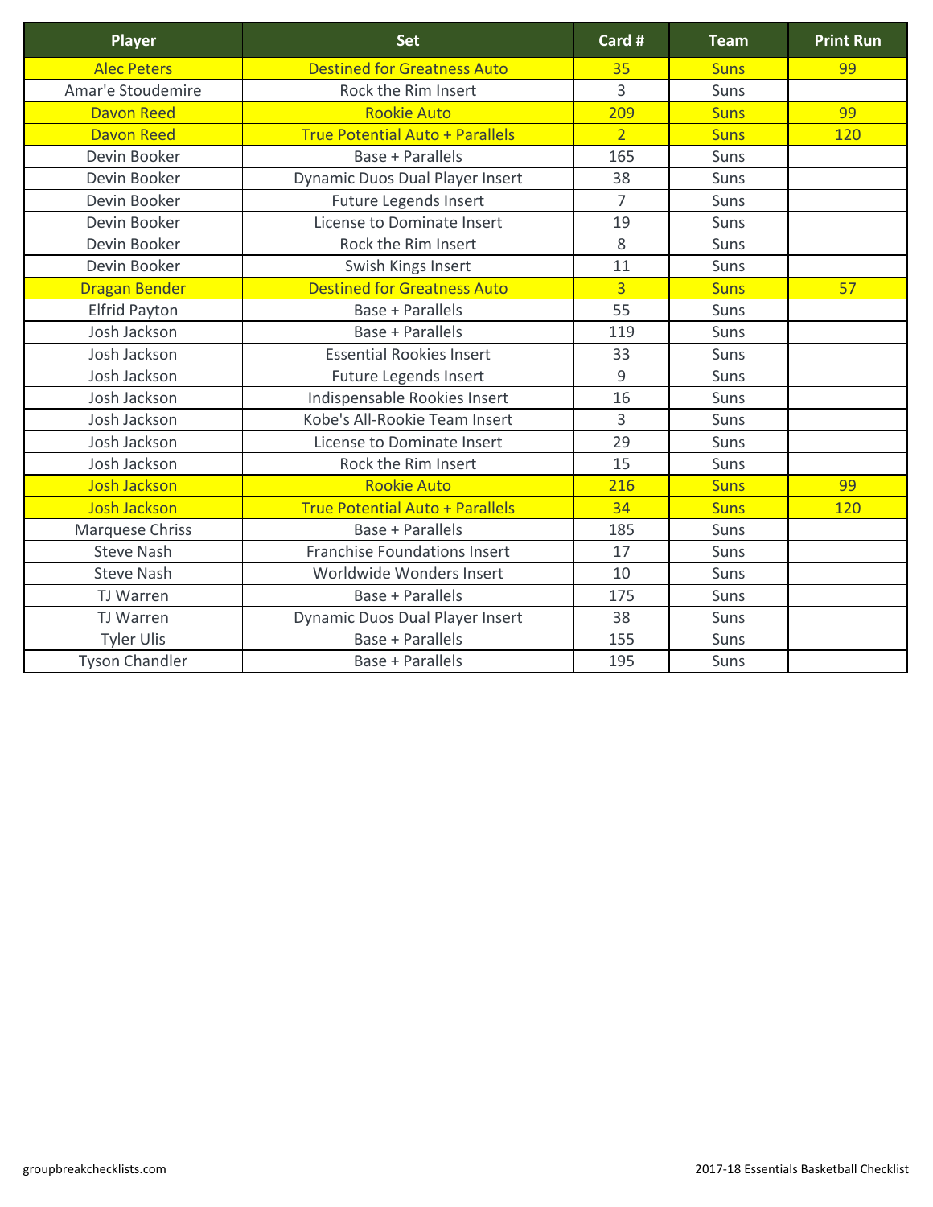| Player | Set | Card # | Team | Print Run |
|---|---|---|---|---|
| Alec Peters | Destined for Greatness Auto | 35 | Suns | 99 |
| Amar'e Stoudemire | Rock the Rim Insert | 3 | Suns | |
| Davon Reed | Rookie Auto | 209 | Suns | 99 |
| Davon Reed | True Potential Auto + Parallels | 2 | Suns | 120 |
| Devin Booker | Base + Parallels | 165 | Suns | |
| Devin Booker | Dynamic Duos Dual Player Insert | 38 | Suns | |
| Devin Booker | Future Legends Insert | 7 | Suns | |
| Devin Booker | License to Dominate Insert | 19 | Suns | |
| Devin Booker | Rock the Rim Insert | 8 | Suns | |
| Devin Booker | Swish Kings Insert | 11 | Suns | |
| Dragan Bender | Destined for Greatness Auto | 3 | Suns | 57 |
| Elfrid Payton | Base + Parallels | 55 | Suns | |
| Josh Jackson | Base + Parallels | 119 | Suns | |
| Josh Jackson | Essential Rookies Insert | 33 | Suns | |
| Josh Jackson | Future Legends Insert | 9 | Suns | |
| Josh Jackson | Indispensable Rookies Insert | 16 | Suns | |
| Josh Jackson | Kobe's All-Rookie Team Insert | 3 | Suns | |
| Josh Jackson | License to Dominate Insert | 29 | Suns | |
| Josh Jackson | Rock the Rim Insert | 15 | Suns | |
| Josh Jackson | Rookie Auto | 216 | Suns | 99 |
| Josh Jackson | True Potential Auto + Parallels | 34 | Suns | 120 |
| Marquese Chriss | Base + Parallels | 185 | Suns | |
| Steve Nash | Franchise Foundations Insert | 17 | Suns | |
| Steve Nash | Worldwide Wonders Insert | 10 | Suns | |
| TJ Warren | Base + Parallels | 175 | Suns | |
| TJ Warren | Dynamic Duos Dual Player Insert | 38 | Suns | |
| Tyler Ulis | Base + Parallels | 155 | Suns | |
| Tyson Chandler | Base + Parallels | 195 | Suns | |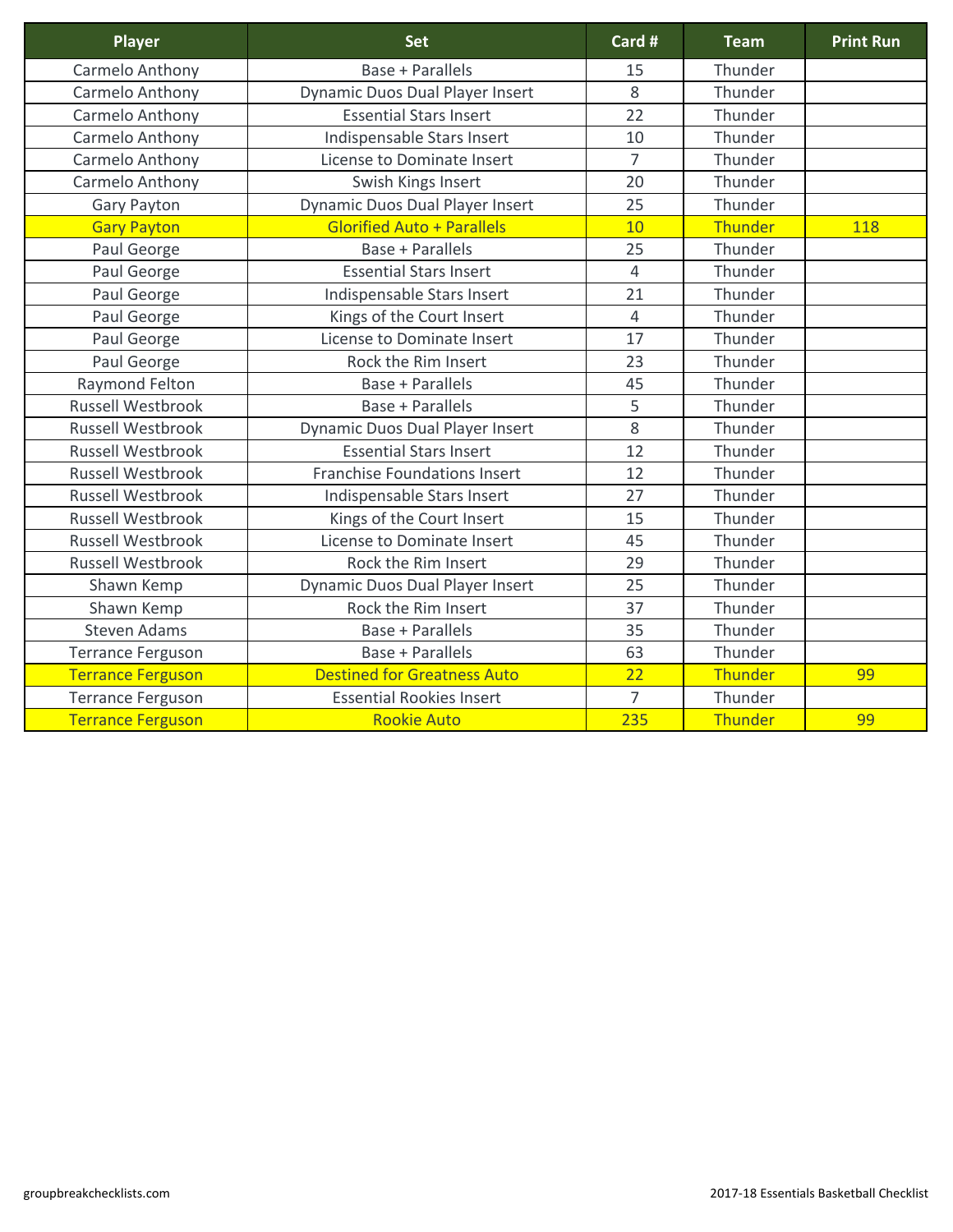| Player | Set | Card # | Team | Print Run |
|---|---|---|---|---|
| Carmelo Anthony | Base + Parallels | 15 | Thunder | |
| Carmelo Anthony | Dynamic Duos Dual Player Insert | 8 | Thunder | |
| Carmelo Anthony | Essential Stars Insert | 22 | Thunder | |
| Carmelo Anthony | Indispensable Stars Insert | 10 | Thunder | |
| Carmelo Anthony | License to Dominate Insert | 7 | Thunder | |
| Carmelo Anthony | Swish Kings Insert | 20 | Thunder | |
| Gary Payton | Dynamic Duos Dual Player Insert | 25 | Thunder | |
| Gary Payton | Glorified Auto + Parallels | 10 | Thunder | 118 |
| Paul George | Base + Parallels | 25 | Thunder | |
| Paul George | Essential Stars Insert | 4 | Thunder | |
| Paul George | Indispensable Stars Insert | 21 | Thunder | |
| Paul George | Kings of the Court Insert | 4 | Thunder | |
| Paul George | License to Dominate Insert | 17 | Thunder | |
| Paul George | Rock the Rim Insert | 23 | Thunder | |
| Raymond Felton | Base + Parallels | 45 | Thunder | |
| Russell Westbrook | Base + Parallels | 5 | Thunder | |
| Russell Westbrook | Dynamic Duos Dual Player Insert | 8 | Thunder | |
| Russell Westbrook | Essential Stars Insert | 12 | Thunder | |
| Russell Westbrook | Franchise Foundations Insert | 12 | Thunder | |
| Russell Westbrook | Indispensable Stars Insert | 27 | Thunder | |
| Russell Westbrook | Kings of the Court Insert | 15 | Thunder | |
| Russell Westbrook | License to Dominate Insert | 45 | Thunder | |
| Russell Westbrook | Rock the Rim Insert | 29 | Thunder | |
| Shawn Kemp | Dynamic Duos Dual Player Insert | 25 | Thunder | |
| Shawn Kemp | Rock the Rim Insert | 37 | Thunder | |
| Steven Adams | Base + Parallels | 35 | Thunder | |
| Terrance Ferguson | Base + Parallels | 63 | Thunder | |
| Terrance Ferguson | Destined for Greatness Auto | 22 | Thunder | 99 |
| Terrance Ferguson | Essential Rookies Insert | 7 | Thunder | |
| Terrance Ferguson | Rookie Auto | 235 | Thunder | 99 |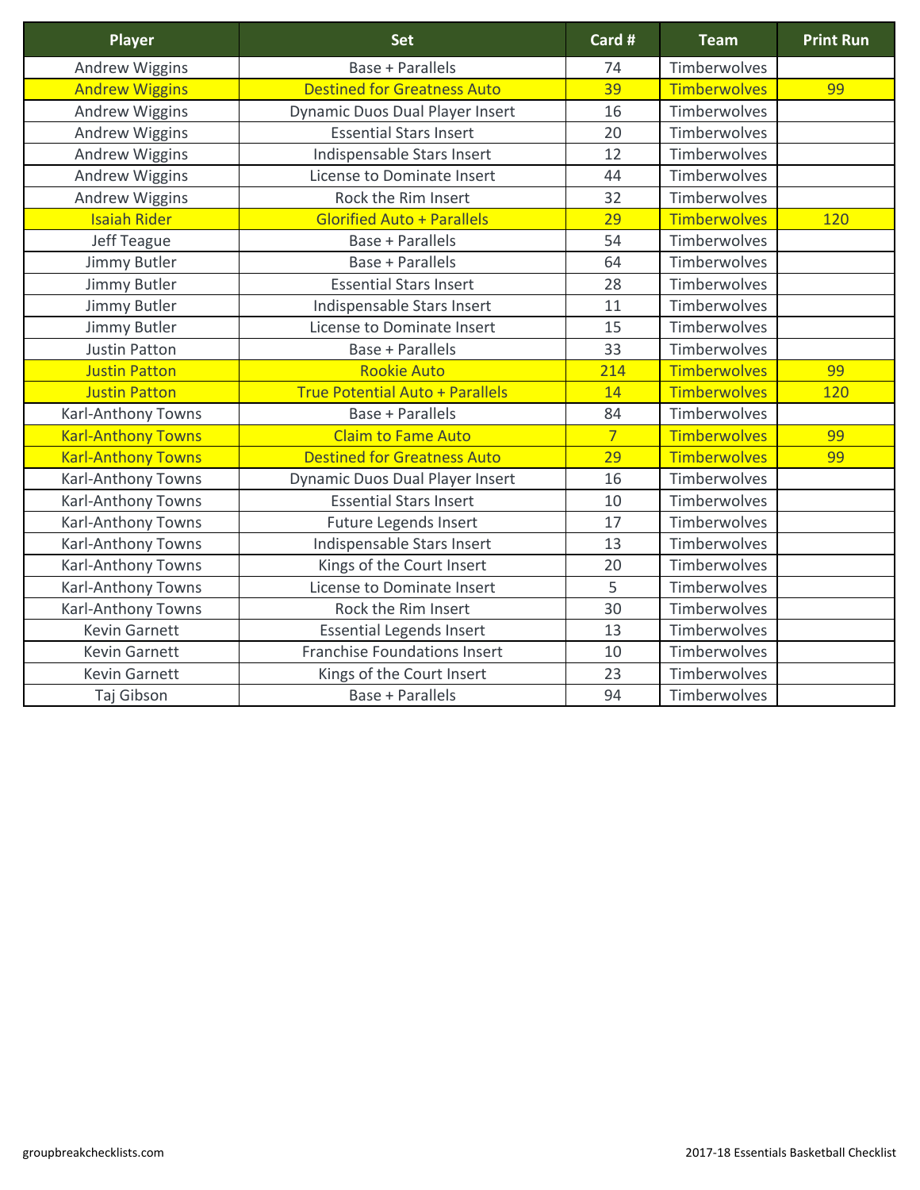| Player | Set | Card # | Team | Print Run |
|---|---|---|---|---|
| Andrew Wiggins | Base + Parallels | 74 | Timberwolves | |
| Andrew Wiggins | Destined for Greatness Auto | 39 | Timberwolves | 99 |
| Andrew Wiggins | Dynamic Duos Dual Player Insert | 16 | Timberwolves | |
| Andrew Wiggins | Essential Stars Insert | 20 | Timberwolves | |
| Andrew Wiggins | Indispensable Stars Insert | 12 | Timberwolves | |
| Andrew Wiggins | License to Dominate Insert | 44 | Timberwolves | |
| Andrew Wiggins | Rock the Rim Insert | 32 | Timberwolves | |
| Isaiah Rider | Glorified Auto + Parallels | 29 | Timberwolves | 120 |
| Jeff Teague | Base + Parallels | 54 | Timberwolves | |
| Jimmy Butler | Base + Parallels | 64 | Timberwolves | |
| Jimmy Butler | Essential Stars Insert | 28 | Timberwolves | |
| Jimmy Butler | Indispensable Stars Insert | 11 | Timberwolves | |
| Jimmy Butler | License to Dominate Insert | 15 | Timberwolves | |
| Justin Patton | Base + Parallels | 33 | Timberwolves | |
| Justin Patton | Rookie Auto | 214 | Timberwolves | 99 |
| Justin Patton | True Potential Auto + Parallels | 14 | Timberwolves | 120 |
| Karl-Anthony Towns | Base + Parallels | 84 | Timberwolves | |
| Karl-Anthony Towns | Claim to Fame Auto | 7 | Timberwolves | 99 |
| Karl-Anthony Towns | Destined for Greatness Auto | 29 | Timberwolves | 99 |
| Karl-Anthony Towns | Dynamic Duos Dual Player Insert | 16 | Timberwolves | |
| Karl-Anthony Towns | Essential Stars Insert | 10 | Timberwolves | |
| Karl-Anthony Towns | Future Legends Insert | 17 | Timberwolves | |
| Karl-Anthony Towns | Indispensable Stars Insert | 13 | Timberwolves | |
| Karl-Anthony Towns | Kings of the Court Insert | 20 | Timberwolves | |
| Karl-Anthony Towns | License to Dominate Insert | 5 | Timberwolves | |
| Karl-Anthony Towns | Rock the Rim Insert | 30 | Timberwolves | |
| Kevin Garnett | Essential Legends Insert | 13 | Timberwolves | |
| Kevin Garnett | Franchise Foundations Insert | 10 | Timberwolves | |
| Kevin Garnett | Kings of the Court Insert | 23 | Timberwolves | |
| Taj Gibson | Base + Parallels | 94 | Timberwolves | |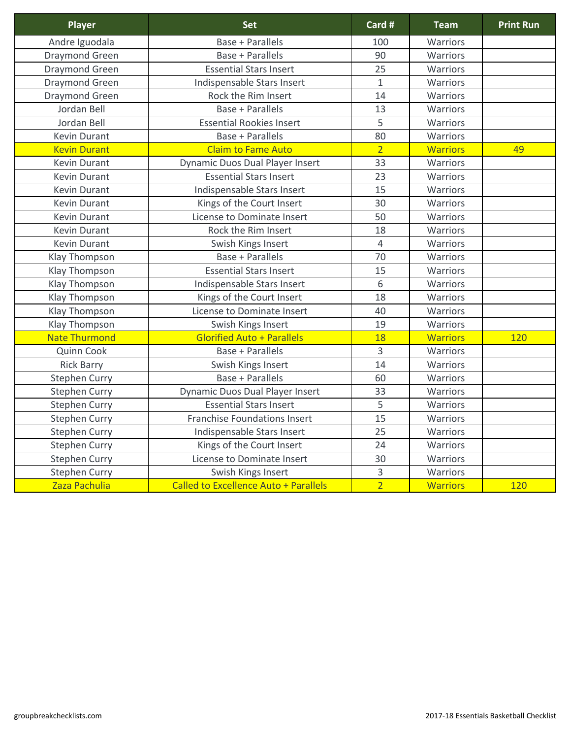| Player | Set | Card # | Team | Print Run |
|---|---|---|---|---|
| Andre Iguodala | Base + Parallels | 100 | Warriors | |
| Draymond Green | Base + Parallels | 90 | Warriors | |
| Draymond Green | Essential Stars Insert | 25 | Warriors | |
| Draymond Green | Indispensable Stars Insert | 1 | Warriors | |
| Draymond Green | Rock the Rim Insert | 14 | Warriors | |
| Jordan Bell | Base + Parallels | 13 | Warriors | |
| Jordan Bell | Essential Rookies Insert | 5 | Warriors | |
| Kevin Durant | Base + Parallels | 80 | Warriors | |
| Kevin Durant | Claim to Fame Auto | 2 | Warriors | 49 |
| Kevin Durant | Dynamic Duos Dual Player Insert | 33 | Warriors | |
| Kevin Durant | Essential Stars Insert | 23 | Warriors | |
| Kevin Durant | Indispensable Stars Insert | 15 | Warriors | |
| Kevin Durant | Kings of the Court Insert | 30 | Warriors | |
| Kevin Durant | License to Dominate Insert | 50 | Warriors | |
| Kevin Durant | Rock the Rim Insert | 18 | Warriors | |
| Kevin Durant | Swish Kings Insert | 4 | Warriors | |
| Klay Thompson | Base + Parallels | 70 | Warriors | |
| Klay Thompson | Essential Stars Insert | 15 | Warriors | |
| Klay Thompson | Indispensable Stars Insert | 6 | Warriors | |
| Klay Thompson | Kings of the Court Insert | 18 | Warriors | |
| Klay Thompson | License to Dominate Insert | 40 | Warriors | |
| Klay Thompson | Swish Kings Insert | 19 | Warriors | |
| Nate Thurmond | Glorified Auto + Parallels | 18 | Warriors | 120 |
| Quinn Cook | Base + Parallels | 3 | Warriors | |
| Rick Barry | Swish Kings Insert | 14 | Warriors | |
| Stephen Curry | Base + Parallels | 60 | Warriors | |
| Stephen Curry | Dynamic Duos Dual Player Insert | 33 | Warriors | |
| Stephen Curry | Essential Stars Insert | 5 | Warriors | |
| Stephen Curry | Franchise Foundations Insert | 15 | Warriors | |
| Stephen Curry | Indispensable Stars Insert | 25 | Warriors | |
| Stephen Curry | Kings of the Court Insert | 24 | Warriors | |
| Stephen Curry | License to Dominate Insert | 30 | Warriors | |
| Stephen Curry | Swish Kings Insert | 3 | Warriors | |
| Zaza Pachulia | Called to Excellence Auto + Parallels | 2 | Warriors | 120 |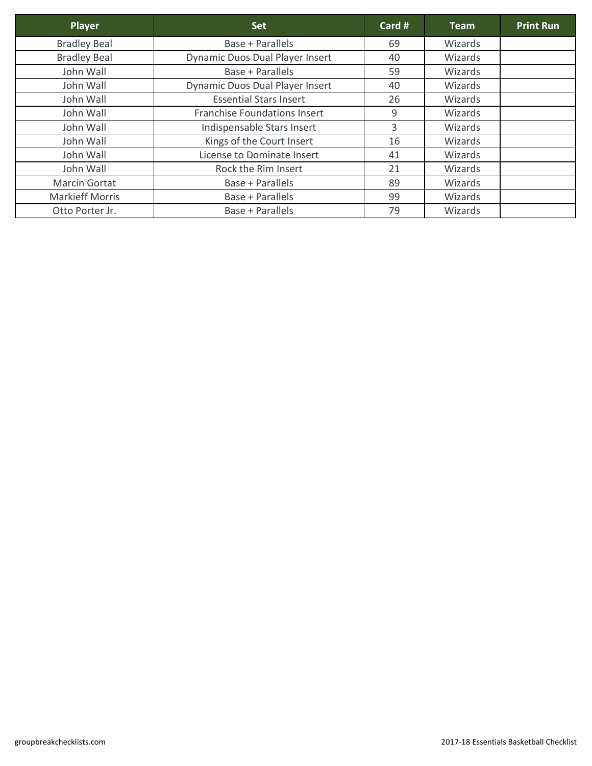| Player | Set | Card # | Team | Print Run |
| --- | --- | --- | --- | --- |
| Bradley Beal | Base + Parallels | 69 | Wizards | |
| Bradley Beal | Dynamic Duos Dual Player Insert | 40 | Wizards | |
| John Wall | Base + Parallels | 59 | Wizards | |
| John Wall | Dynamic Duos Dual Player Insert | 40 | Wizards | |
| John Wall | Essential Stars Insert | 26 | Wizards | |
| John Wall | Franchise Foundations Insert | 9 | Wizards | |
| John Wall | Indispensable Stars Insert | 3 | Wizards | |
| John Wall | Kings of the Court Insert | 16 | Wizards | |
| John Wall | License to Dominate Insert | 41 | Wizards | |
| John Wall | Rock the Rim Insert | 21 | Wizards | |
| Marcin Gortat | Base + Parallels | 89 | Wizards | |
| Markieff Morris | Base + Parallels | 99 | Wizards | |
| Otto Porter Jr. | Base + Parallels | 79 | Wizards | |